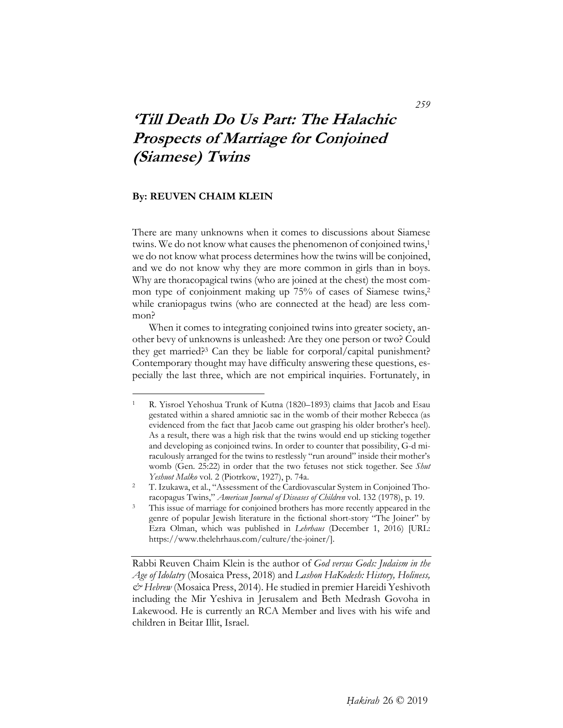# *'Till Death Do Us Part: The Halachic Prospects of Marriage for Conjoined (Siamese) Twins*

**By: REUVEN CHAIM KLEIN**

There are many unknowns when it comes to discussions about Siamese twins. We do not know what causes the phenomenon of conjoined twins,[1] we do not know what process determines how the twins will be conjoined, and we do not know why they are more common in girls than in boys. Why are thoracopagical twins (who are joined at the chest) the most common type of conjoinment making up 75% of cases of Siamese twins,[2] while craniopagus twins (who are connected at the head) are less common?

When it comes to integrating conjoined twins into greater society, another bevy of unknowns is unleashed: Are they one person or two? Could they get married?[3] Can they be liable for corporal/capital punishment? Contemporary thought may have difficulty answering these questions, especially the last three, which are not empirical inquiries. Fortunately, in

---

[1] R. Yisroel Yehoshua Trunk of Kutna (1820–1893) claims that Jacob and Esau gestated within a shared amniotic sac in the womb of their mother Rebecca (as evidenced from the fact that Jacob came out grasping his older brother's heel). As a result, there was a high risk that the twins would end up sticking together and developing as conjoined twins. In order to counter that possibility, G-d miraculously arranged for the twins to restlessly "run around" inside their mother's womb (Gen. 25:22) in order that the two fetuses not stick together. See *Shut Yeshuot Malko* vol. 2 (Piotrkow, 1927), p. 74a.

[2] T. Izukawa, et al., "Assessment of the Cardiovascular System in Conjoined Thoracopagus Twins," *American Journal of Diseases of Children* vol. 132 (1978), p. 19.

[3] This issue of marriage for conjoined brothers has more recently appeared in the genre of popular Jewish literature in the fictional short-story "The Joiner" by Ezra Olman, which was published in *Lehrhaus* (December 1, 2016) [URL: https://www.thelehrhaus.com/culture/the-joiner/].

---

Rabbi Reuven Chaim Klein is the author of *God versus Gods: Judaism in the Age of Idolatry* (Mosaica Press, 2018) and *Lashon HaKodesh: History, Holiness, & Hebrew* (Mosaica Press, 2014). He studied in premier Hareidi Yeshivoth including the Mir Yeshiva in Jerusalem and Beth Medrash Govoha in Lakewood. He is currently an RCA Member and lives with his wife and children in Beitar Illit, Israel.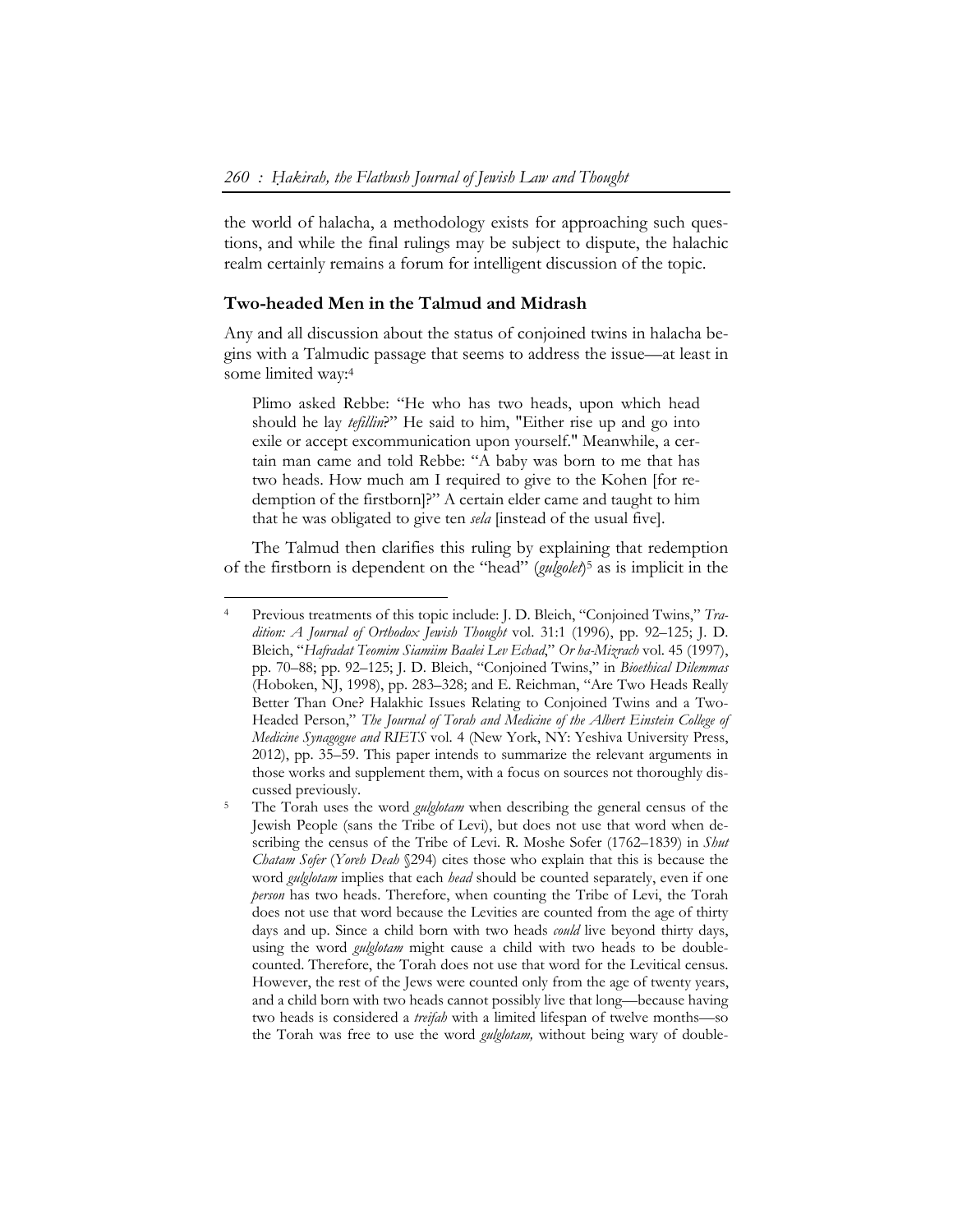the world of halacha, a methodology exists for approaching such questions, and while the final rulings may be subject to dispute, the halachic realm certainly remains a forum for intelligent discussion of the topic.

## Two-headed Men in the Talmud and Midrash

Any and all discussion about the status of conjoined twins in halacha begins with a Talmudic passage that seems to address the issue—at least in some limited way:[4]

> Plimo asked Rebbe: "He who has two heads, upon which head should he lay *tefillin*?" He said to him, "Either rise up and go into exile or accept excommunication upon yourself." Meanwhile, a certain man came and told Rebbe: "A baby was born to me that has two heads. How much am I required to give to the Kohen [for redemption of the firstborn]?" A certain elder came and taught to him that he was obligated to give ten *sela* [instead of the usual five].

The Talmud then clarifies this ruling by explaining that redemption of the firstborn is dependent on the "head" (*gulgolet*)[5] as is implicit in the

---

[4] Previous treatments of this topic include: J. D. Bleich, "Conjoined Twins," *Tradition: A Journal of Orthodox Jewish Thought* vol. 31:1 (1996), pp. 92–125; J. D. Bleich, "*Hafradat Teomim Siamiim Baalei Lev Echad*," *Or ha-Mizrach* vol. 45 (1997), pp. 70–88; pp. 92–125; J. D. Bleich, "Conjoined Twins," in *Bioethical Dilemmas* (Hoboken, NJ, 1998), pp. 283–328; and E. Reichman, "Are Two Heads Really Better Than One? Halakhic Issues Relating to Conjoined Twins and a Two-Headed Person," *The Journal of Torah and Medicine of the Albert Einstein College of Medicine Synagogue and RIETS* vol. 4 (New York, NY: Yeshiva University Press, 2012), pp. 35–59. This paper intends to summarize the relevant arguments in those works and supplement them, with a focus on sources not thoroughly discussed previously.

[5] The Torah uses the word *gulglotam* when describing the general census of the Jewish People (sans the Tribe of Levi), but does not use that word when describing the census of the Tribe of Levi. R. Moshe Sofer (1762–1839) in *Shut Chatam Sofer* (*Yoreh Deah* §294) cites those who explain that this is because the word *gulglotam* implies that each *head* should be counted separately, even if one *person* has two heads. Therefore, when counting the Tribe of Levi, the Torah does not use that word because the Levities are counted from the age of thirty days and up. Since a child born with two heads *could* live beyond thirty days, using the word *gulglotam* might cause a child with two heads to be double-counted. Therefore, the Torah does not use that word for the Levitical census. However, the rest of the Jews were counted only from the age of twenty years, and a child born with two heads cannot possibly live that long—because having two heads is considered a *treifah* with a limited lifespan of twelve months—so the Torah was free to use the word *gulglotam,* without being wary of double-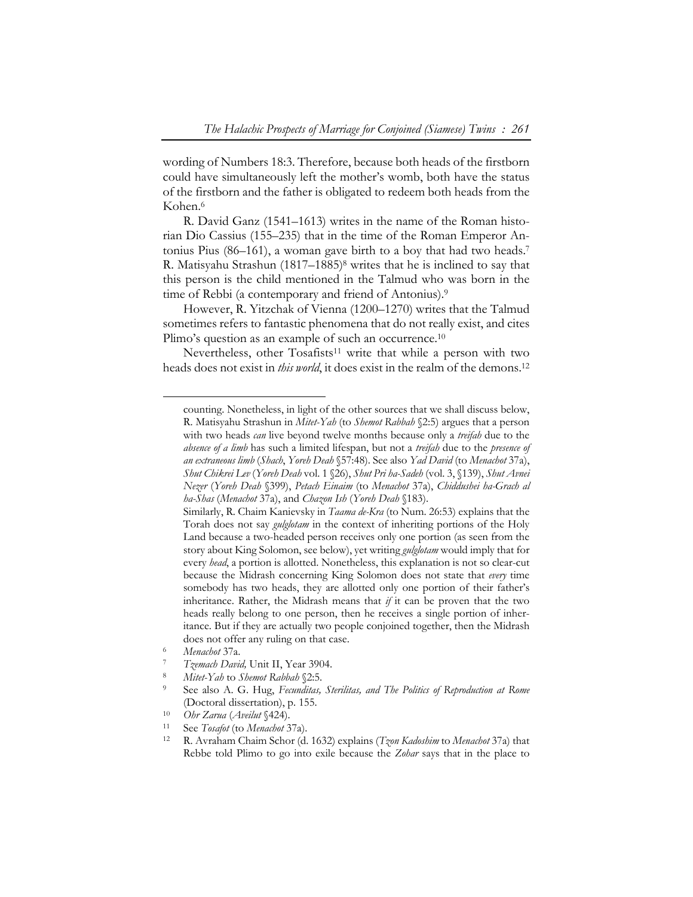wording of Numbers 18:3. Therefore, because both heads of the firstborn could have simultaneously left the mother's womb, both have the status of the firstborn and the father is obligated to redeem both heads from the Kohen.[6]

R. David Ganz (1541–1613) writes in the name of the Roman historian Dio Cassius (155–235) that in the time of the Roman Emperor Antonius Pius (86–161), a woman gave birth to a boy that had two heads.[7] R. Matisyahu Strashun (1817–1885)[8] writes that he is inclined to say that this person is the child mentioned in the Talmud who was born in the time of Rebbi (a contemporary and friend of Antonius).[9]

However, R. Yitzchak of Vienna (1200–1270) writes that the Talmud sometimes refers to fantastic phenomena that do not really exist, and cites Plimo's question as an example of such an occurrence.[10]

Nevertheless, other Tosafists[11] write that while a person with two heads does not exist in *this world*, it does exist in the realm of the demons.[12]

---

counting. Nonetheless, in light of the other sources that we shall discuss below, R. Matisyahu Strashun in *Mitet-Yah* (to *Shemot Rabbah* §2:5) argues that a person with two heads *can* live beyond twelve months because only a *treifah* due to the *absence of a limb* has such a limited lifespan, but not a *treifah* due to the *presence of an extraneous limb* (*Shach*, *Yoreh Deah* §57:48). See also *Yad David* (to *Menachot* 37a), *Shut Chikrei Lev* (*Yoreh Deah* vol. 1 §26), *Shut Pri ha-Sadeh* (vol. 3, §139), *Shut Avnei Nezer* (*Yoreh Deah* §399), *Petach Einaim* (to *Menachot* 37a), *Chiddushei ha-Grach al ha-Shas* (*Menachot* 37a), and *Chazon Ish* (*Yoreh Deah* §183).

Similarly, R. Chaim Kanievsky in *Taama de-Kra* (to Num. 26:53) explains that the Torah does not say *gulglotam* in the context of inheriting portions of the Holy Land because a two-headed person receives only one portion (as seen from the story about King Solomon, see below), yet writing *gulglotam* would imply that for every *head*, a portion is allotted. Nonetheless, this explanation is not so clear-cut because the Midrash concerning King Solomon does not state that *every* time somebody has two heads, they are allotted only one portion of their father's inheritance. Rather, the Midrash means that *if* it can be proven that the two heads really belong to one person, then he receives a single portion of inheritance. But if they are actually two people conjoined together, then the Midrash does not offer any ruling on that case.

6. *Menachot* 37a.
7. *Tzemach David,* Unit II, Year 3904.
8. *Mitet-Yah* to *Shemot Rabbah* §2:5.
9. See also A. G. Hug, *Fecunditas, Sterilitas, and The Politics of Reproduction at Rome* (Doctoral dissertation), p. 155.
10. *Ohr Zarua* (*Aveilut* §424).
11. See *Tosafot* (to *Menachot* 37a).
12. R. Avraham Chaim Schor (d. 1632) explains (*Tzon Kadoshim* to *Menachot* 37a) that Rebbe told Plimo to go into exile because the *Zohar* says that in the place to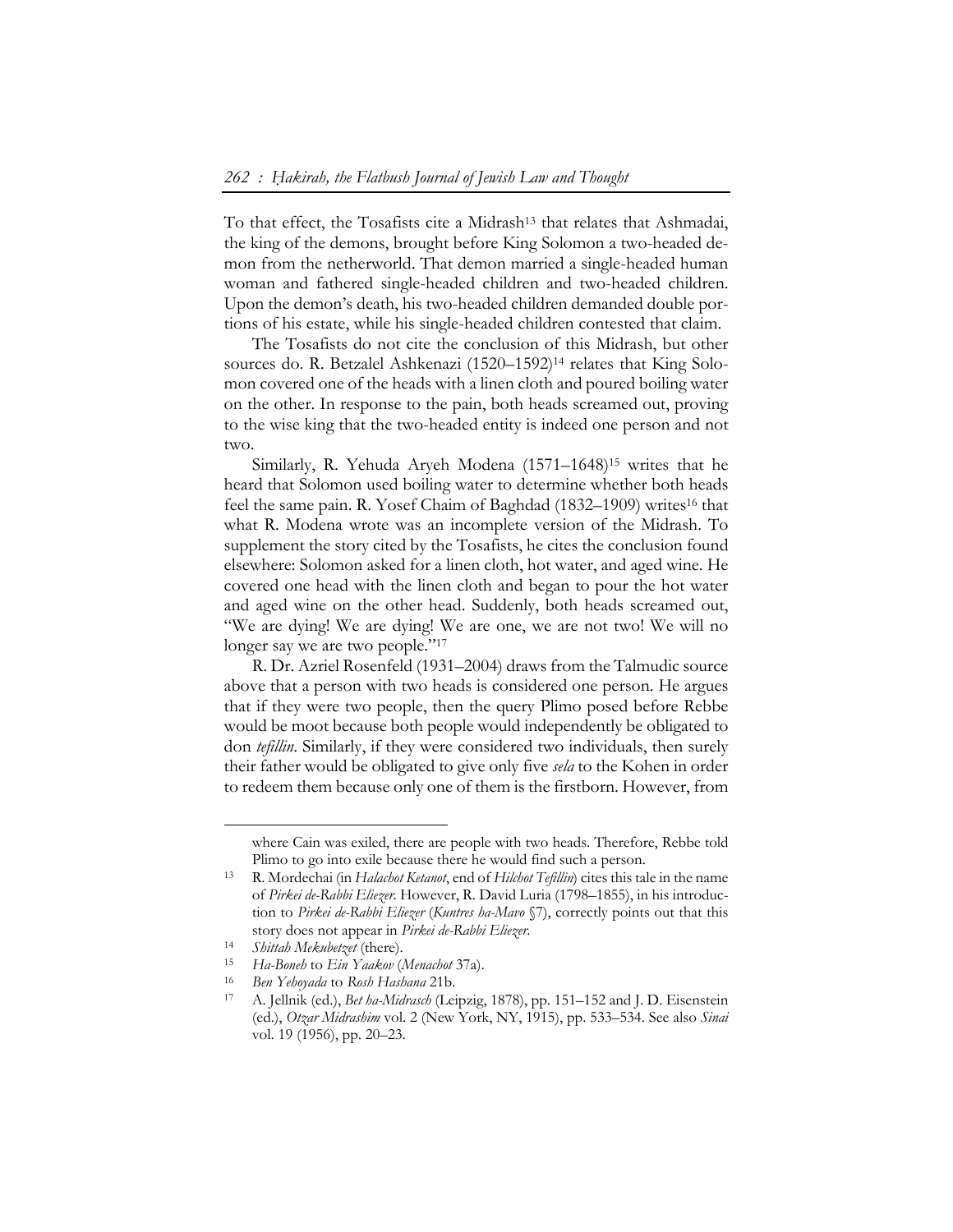To that effect, the Tosafists cite a Midrash[13] that relates that Ashmadai, the king of the demons, brought before King Solomon a two-headed demon from the netherworld. That demon married a single-headed human woman and fathered single-headed children and two-headed children. Upon the demon's death, his two-headed children demanded double portions of his estate, while his single-headed children contested that claim.

The Tosafists do not cite the conclusion of this Midrash, but other sources do. R. Betzalel Ashkenazi (1520–1592)[14] relates that King Solomon covered one of the heads with a linen cloth and poured boiling water on the other. In response to the pain, both heads screamed out, proving to the wise king that the two-headed entity is indeed one person and not two.

Similarly, R. Yehuda Aryeh Modena (1571–1648)[15] writes that he heard that Solomon used boiling water to determine whether both heads feel the same pain. R. Yosef Chaim of Baghdad (1832–1909) writes[16] that what R. Modena wrote was an incomplete version of the Midrash. To supplement the story cited by the Tosafists, he cites the conclusion found elsewhere: Solomon asked for a linen cloth, hot water, and aged wine. He covered one head with the linen cloth and began to pour the hot water and aged wine on the other head. Suddenly, both heads screamed out, "We are dying! We are dying! We are one, we are not two! We will no longer say we are two people."[17]

R. Dr. Azriel Rosenfeld (1931–2004) draws from the Talmudic source above that a person with two heads is considered one person. He argues that if they were two people, then the query Plimo posed before Rebbe would be moot because both people would independently be obligated to don *tefillin*. Similarly, if they were considered two individuals, then surely their father would be obligated to give only five *sela* to the Kohen in order to redeem them because only one of them is the firstborn. However, from

---

where Cain was exiled, there are people with two heads. Therefore, Rebbe told Plimo to go into exile because there he would find such a person.

[13] R. Mordechai (in *Halachot Ketanot*, end of *Hilchot Tefillin*) cites this tale in the name of *Pirkei de-Rabbi Eliezer*. However, R. David Luria (1798–1855), in his introduction to *Pirkei de-Rabbi Eliezer* (*Kuntres ha-Mavo* §7), correctly points out that this story does not appear in *Pirkei de-Rabbi Eliezer*.

[14] *Shittah Mekubetzet* (there).

[15] *Ha-Boneh* to *Ein Yaakov* (*Menachot* 37a).

[16] *Ben Yehoyada* to *Rosh Hashana* 21b.

[17] A. Jellnik (ed.), *Bet ha-Midrasch* (Leipzig, 1878), pp. 151–152 and J. D. Eisenstein (ed.), *Otzar Midrashim* vol. 2 (New York, NY, 1915), pp. 533–534. See also *Sinai* vol. 19 (1956), pp. 20–23.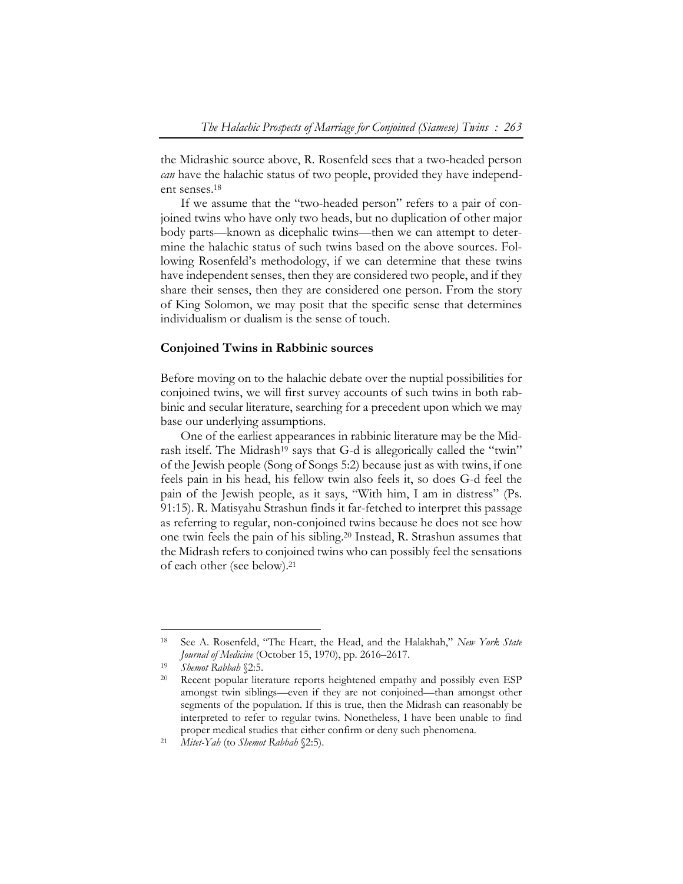the Midrashic source above, R. Rosenfeld sees that a two-headed person *can* have the halachic status of two people, provided they have independent senses.[18]

If we assume that the "two-headed person" refers to a pair of conjoined twins who have only two heads, but no duplication of other major body parts—known as dicephalic twins—then we can attempt to determine the halachic status of such twins based on the above sources. Following Rosenfeld's methodology, if we can determine that these twins have independent senses, then they are considered two people, and if they share their senses, then they are considered one person. From the story of King Solomon, we may posit that the specific sense that determines individualism or dualism is the sense of touch.

### Conjoined Twins in Rabbinic sources

Before moving on to the halachic debate over the nuptial possibilities for conjoined twins, we will first survey accounts of such twins in both rabbinic and secular literature, searching for a precedent upon which we may base our underlying assumptions.

One of the earliest appearances in rabbinic literature may be the Midrash itself. The Midrash[19] says that G-d is allegorically called the "twin" of the Jewish people (Song of Songs 5:2) because just as with twins, if one feels pain in his head, his fellow twin also feels it, so does G-d feel the pain of the Jewish people, as it says, "With him, I am in distress" (Ps. 91:15). R. Matisyahu Strashun finds it far-fetched to interpret this passage as referring to regular, non-conjoined twins because he does not see how one twin feels the pain of his sibling.[20] Instead, R. Strashun assumes that the Midrash refers to conjoined twins who can possibly feel the sensations of each other (see below).[21]

---

[18] See A. Rosenfeld, "The Heart, the Head, and the Halakhah," *New York State Journal of Medicine* (October 15, 1970), pp. 2616–2617.

[19] *Shemot Rabbah* §2:5.

[20] Recent popular literature reports heightened empathy and possibly even ESP amongst twin siblings—even if they are not conjoined—than amongst other segments of the population. If this is true, then the Midrash can reasonably be interpreted to refer to regular twins. Nonetheless, I have been unable to find proper medical studies that either confirm or deny such phenomena.

[21] *Mitet-Yah* (to *Shemot Rabbah* §2:5).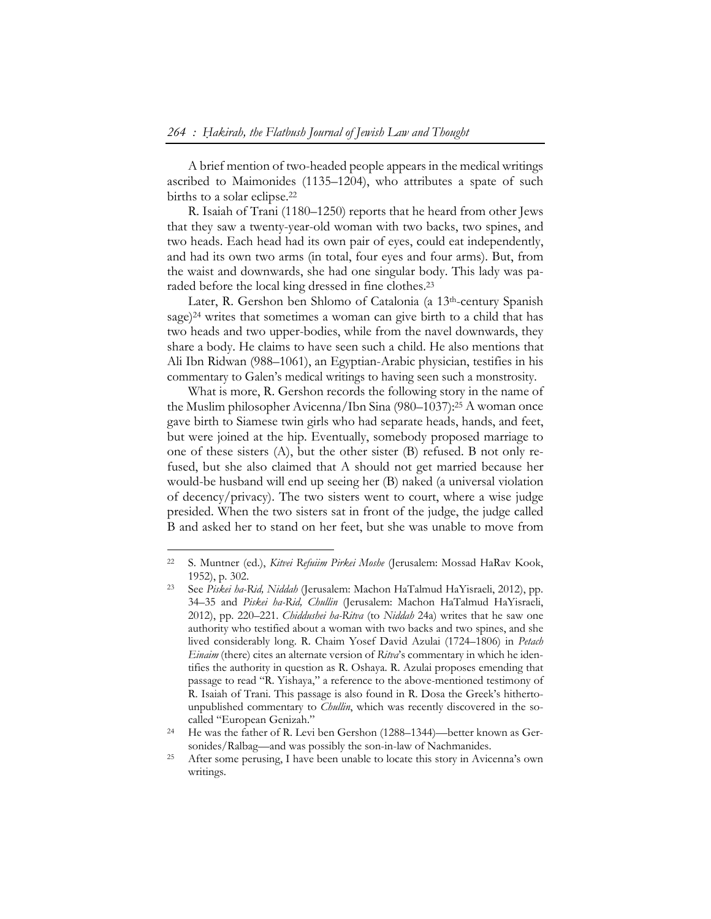A brief mention of two-headed people appears in the medical writings ascribed to Maimonides (1135–1204), who attributes a spate of such births to a solar eclipse.[22]

R. Isaiah of Trani (1180–1250) reports that he heard from other Jews that they saw a twenty-year-old woman with two backs, two spines, and two heads. Each head had its own pair of eyes, could eat independently, and had its own two arms (in total, four eyes and four arms). But, from the waist and downwards, she had one singular body. This lady was paraded before the local king dressed in fine clothes.[23]

Later, R. Gershon ben Shlomo of Catalonia (a 13th-century Spanish sage)[24] writes that sometimes a woman can give birth to a child that has two heads and two upper-bodies, while from the navel downwards, they share a body. He claims to have seen such a child. He also mentions that Ali Ibn Ridwan (988–1061), an Egyptian-Arabic physician, testifies in his commentary to Galen's medical writings to having seen such a monstrosity.

What is more, R. Gershon records the following story in the name of the Muslim philosopher Avicenna/Ibn Sina (980–1037):[25] A woman once gave birth to Siamese twin girls who had separate heads, hands, and feet, but were joined at the hip. Eventually, somebody proposed marriage to one of these sisters (A), but the other sister (B) refused. B not only refused, but she also claimed that A should not get married because her would-be husband will end up seeing her (B) naked (a universal violation of decency/privacy). The two sisters went to court, where a wise judge presided. When the two sisters sat in front of the judge, the judge called B and asked her to stand on her feet, but she was unable to move from

---

[22] S. Muntner (ed.), *Kitvei Refuiim Pirkei Moshe* (Jerusalem: Mossad HaRav Kook, 1952), p. 302.

[23] See *Piskei ha-Rid, Niddah* (Jerusalem: Machon HaTalmud HaYisraeli, 2012), pp. 34–35 and *Piskei ha-Rid, Chullin* (Jerusalem: Machon HaTalmud HaYisraeli, 2012), pp. 220–221. *Chiddushei ha-Ritva* (to *Niddah* 24a) writes that he saw one authority who testified about a woman with two backs and two spines, and she lived considerably long. R. Chaim Yosef David Azulai (1724–1806) in *Petach Einaim* (there) cites an alternate version of *Ritva*'s commentary in which he identifies the authority in question as R. Oshaya. R. Azulai proposes emending that passage to read "R. Yishaya," a reference to the above-mentioned testimony of R. Isaiah of Trani. This passage is also found in R. Dosa the Greek's hitherto-unpublished commentary to *Chullin*, which was recently discovered in the so-called "European Genizah."

[24] He was the father of R. Levi ben Gershon (1288–1344)—better known as Gersonides/Ralbag—and was possibly the son-in-law of Nachmanides.

[25] After some perusing, I have been unable to locate this story in Avicenna's own writings.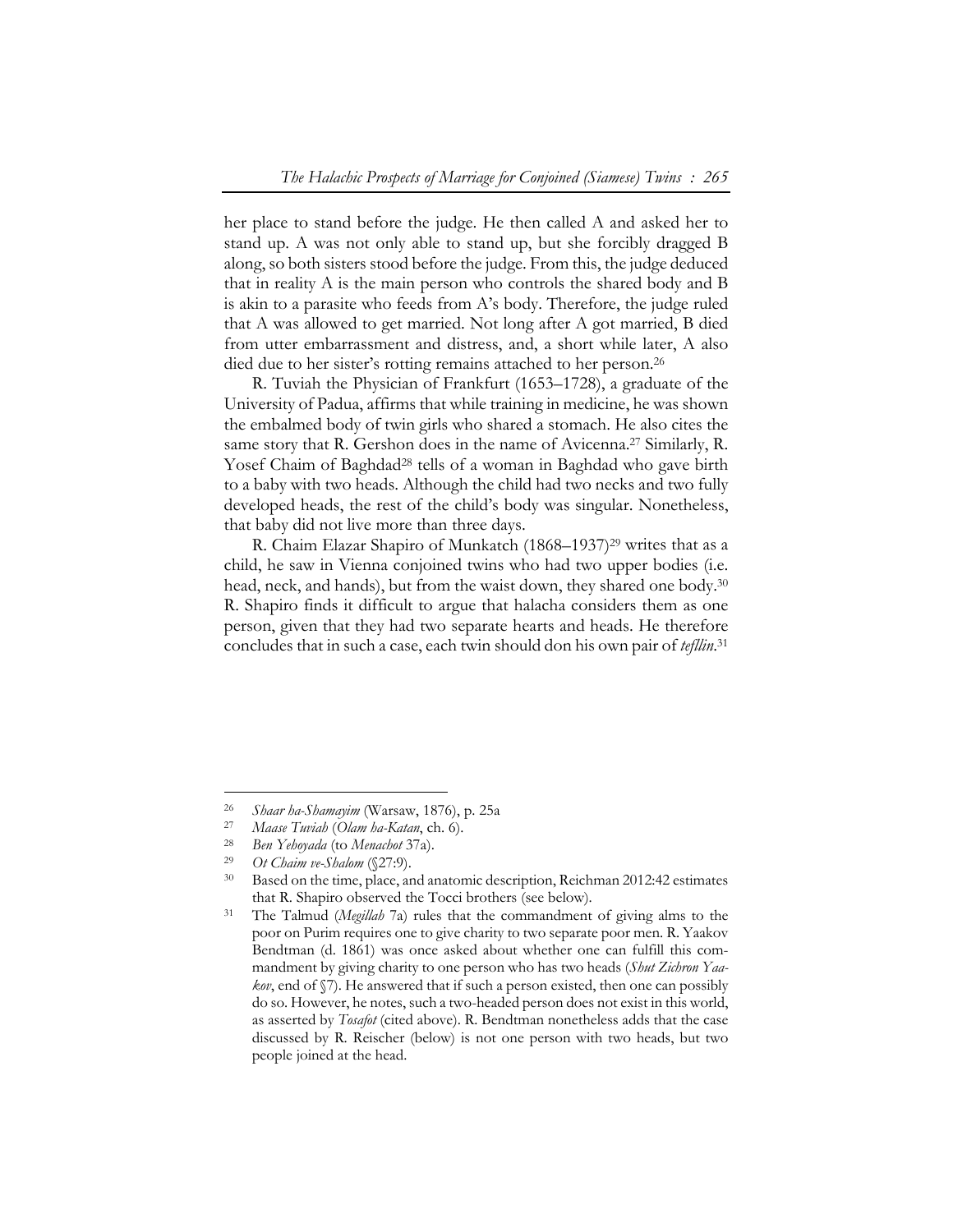her place to stand before the judge. He then called A and asked her to stand up. A was not only able to stand up, but she forcibly dragged B along, so both sisters stood before the judge. From this, the judge deduced that in reality A is the main person who controls the shared body and B is akin to a parasite who feeds from A's body. Therefore, the judge ruled that A was allowed to get married. Not long after A got married, B died from utter embarrassment and distress, and, a short while later, A also died due to her sister's rotting remains attached to her person.[26]

R. Tuviah the Physician of Frankfurt (1653–1728), a graduate of the University of Padua, affirms that while training in medicine, he was shown the embalmed body of twin girls who shared a stomach. He also cites the same story that R. Gershon does in the name of Avicenna.[27] Similarly, R. Yosef Chaim of Baghdad[28] tells of a woman in Baghdad who gave birth to a baby with two heads. Although the child had two necks and two fully developed heads, the rest of the child's body was singular. Nonetheless, that baby did not live more than three days.

R. Chaim Elazar Shapiro of Munkatch (1868–1937)[29] writes that as a child, he saw in Vienna conjoined twins who had two upper bodies (i.e. head, neck, and hands), but from the waist down, they shared one body.[30] R. Shapiro finds it difficult to argue that halacha considers them as one person, given that they had two separate hearts and heads. He therefore concludes that in such a case, each twin should don his own pair of *tefillin*.[31]

---

[26] *Shaar ha-Shamayim* (Warsaw, 1876), p. 25a

[27] *Maase Tuviah* (*Olam ha-Katan*, ch. 6).

[28] *Ben Yehoyada* (to *Menachot* 37a).

[29] *Ot Chaim ve-Shalom* (§27:9).

[30] Based on the time, place, and anatomic description, Reichman 2012:42 estimates that R. Shapiro observed the Tocci brothers (see below).

[31] The Talmud (*Megillah* 7a) rules that the commandment of giving alms to the poor on Purim requires one to give charity to two separate poor men. R. Yaakov Bendtman (d. 1861) was once asked about whether one can fulfill this commandment by giving charity to one person who has two heads (*Shut Zichron Yaakov*, end of §7). He answered that if such a person existed, then one can possibly do so. However, he notes, such a two-headed person does not exist in this world, as asserted by *Tosafot* (cited above). R. Bendtman nonetheless adds that the case discussed by R. Reischer (below) is not one person with two heads, but two people joined at the head.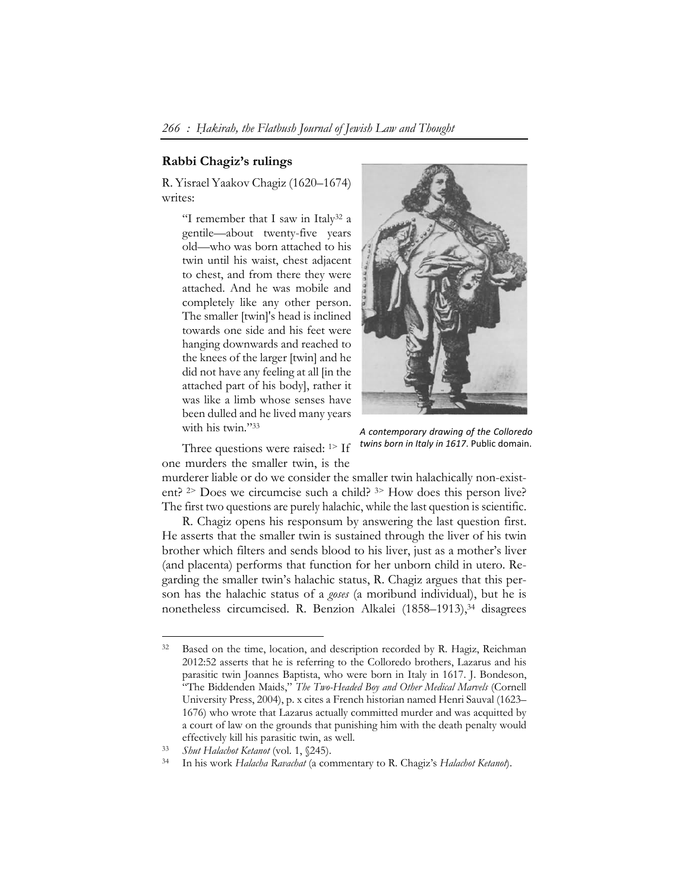### Rabbi Chagiz's rulings

R. Yisrael Yaakov Chagiz (1620–1674) writes:

> "I remember that I saw in Italy[32] a gentile—about twenty-five years old—who was born attached to his twin until his waist, chest adjacent to chest, and from there they were attached. And he was mobile and completely like any other person. The smaller [twin]'s head is inclined towards one side and his feet were hanging downwards and reached to the knees of the larger [twin] and he did not have any feeling at all [in the attached part of his body], rather it was like a limb whose senses have been dulled and he lived many years with his twin."[33]

*A contemporary drawing of the Colloredo twins born in Italy in 1617.* Public domain.

Three questions were raised: 1> If one murders the smaller twin, is the murderer liable or do we consider the smaller twin halachically non-existent? 2> Does we circumcise such a child? 3> How does this person live? The first two questions are purely halachic, while the last question is scientific.

R. Chagiz opens his responsum by answering the last question first. He asserts that the smaller twin is sustained through the liver of his twin brother which filters and sends blood to his liver, just as a mother's liver (and placenta) performs that function for her unborn child in utero. Regarding the smaller twin's halachic status, R. Chagiz argues that this person has the halachic status of a *goses* (a moribund individual), but he is nonetheless circumcised. R. Benzion Alkalei (1858–1913),[34] disagrees

---

[32] Based on the time, location, and description recorded by R. Hagiz, Reichman 2012:52 asserts that he is referring to the Colloredo brothers, Lazarus and his parasitic twin Joannes Baptista, who were born in Italy in 1617. J. Bondeson, "The Biddenden Maids," *The Two-Headed Boy and Other Medical Marvels* (Cornell University Press, 2004), p. x cites a French historian named Henri Sauval (1623–1676) who wrote that Lazarus actually committed murder and was acquitted by a court of law on the grounds that punishing him with the death penalty would effectively kill his parasitic twin, as well.

[33] *Shut Halachot Ketanot* (vol. 1, §245).

[34] In his work *Halacha Ravachat* (a commentary to R. Chagiz's *Halachot Ketanot*).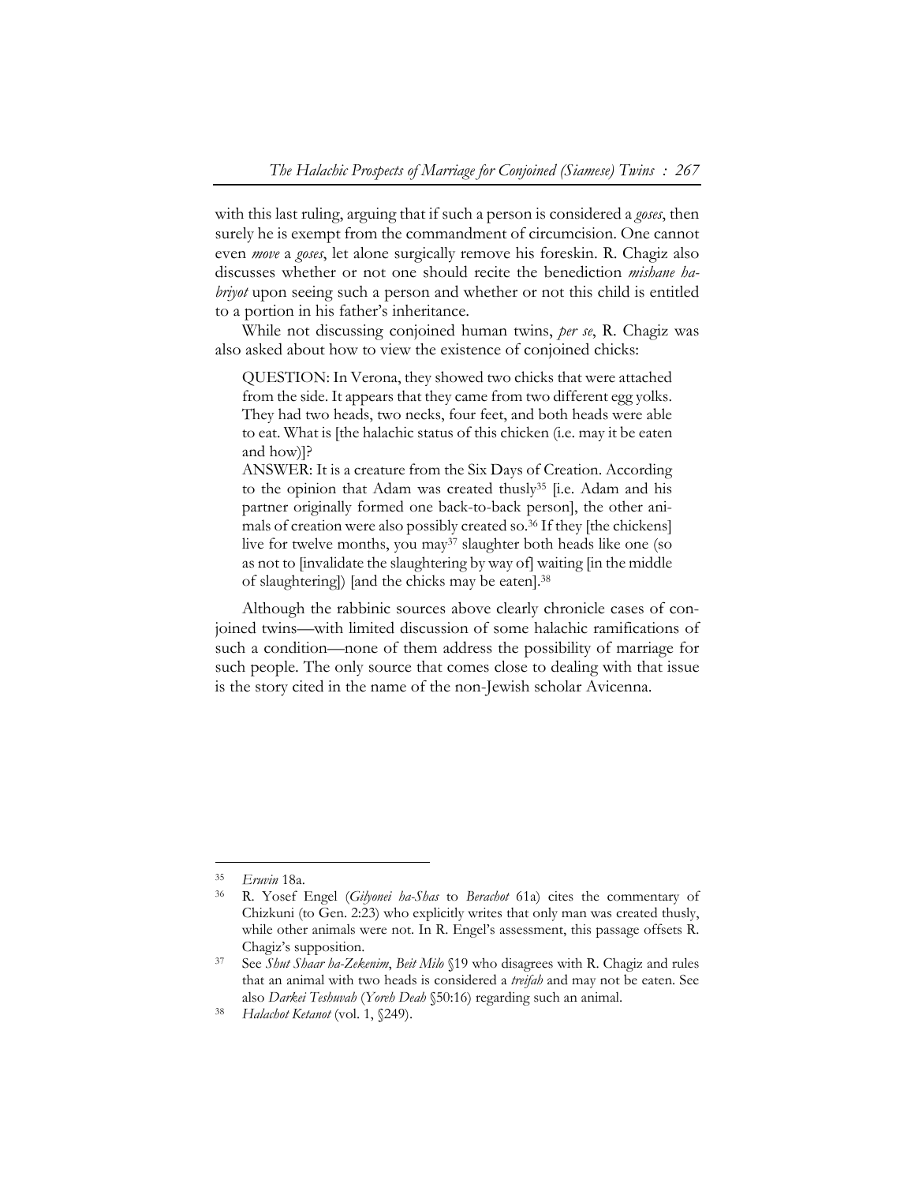with this last ruling, arguing that if such a person is considered a *goses*, then surely he is exempt from the commandment of circumcision. One cannot even *move* a *goses*, let alone surgically remove his foreskin. R. Chagiz also discusses whether or not one should recite the benediction *mishane ha-briyot* upon seeing such a person and whether or not this child is entitled to a portion in his father's inheritance.

While not discussing conjoined human twins, *per se*, R. Chagiz was also asked about how to view the existence of conjoined chicks:

> QUESTION: In Verona, they showed two chicks that were attached from the side. It appears that they came from two different egg yolks. They had two heads, two necks, four feet, and both heads were able to eat. What is [the halachic status of this chicken (i.e. may it be eaten and how)]?
>
> ANSWER: It is a creature from the Six Days of Creation. According to the opinion that Adam was created thusly[35] [i.e. Adam and his partner originally formed one back-to-back person], the other animals of creation were also possibly created so.[36] If they [the chickens] live for twelve months, you may[37] slaughter both heads like one (so as not to [invalidate the slaughtering by way of] waiting [in the middle of slaughtering]) [and the chicks may be eaten].[38]

Although the rabbinic sources above clearly chronicle cases of conjoined twins—with limited discussion of some halachic ramifications of such a condition—none of them address the possibility of marriage for such people. The only source that comes close to dealing with that issue is the story cited in the name of the non-Jewish scholar Avicenna.

---

[35] *Eruvin* 18a.

[36] R. Yosef Engel (*Gilyonei ha-Shas* to *Berachot* 61a) cites the commentary of Chizkuni (to Gen. 2:23) who explicitly writes that only man was created thusly, while other animals were not. In R. Engel's assessment, this passage offsets R. Chagiz's supposition.

[37] See *Shut Shaar ha-Zekenim*, *Beit Milo* §19 who disagrees with R. Chagiz and rules that an animal with two heads is considered a *treifah* and may not be eaten. See also *Darkei Teshuvah* (*Yoreh Deah* §50:16) regarding such an animal.

[38] *Halachot Ketanot* (vol. 1, §249).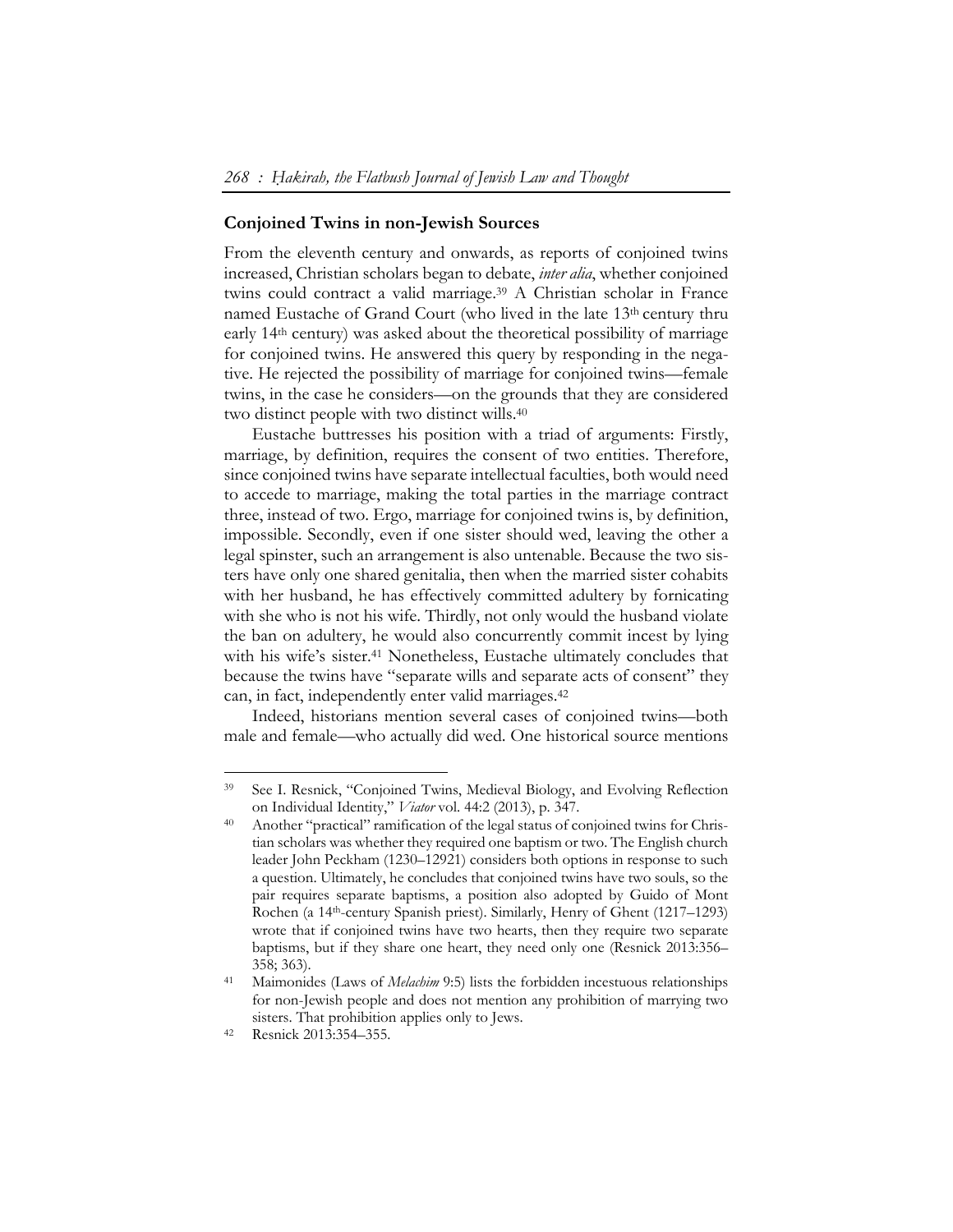## Conjoined Twins in non-Jewish Sources

From the eleventh century and onwards, as reports of conjoined twins increased, Christian scholars began to debate, *inter alia*, whether conjoined twins could contract a valid marriage.[39] A Christian scholar in France named Eustache of Grand Court (who lived in the late 13th century thru early 14th century) was asked about the theoretical possibility of marriage for conjoined twins. He answered this query by responding in the negative. He rejected the possibility of marriage for conjoined twins—female twins, in the case he considers—on the grounds that they are considered two distinct people with two distinct wills.[40]

Eustache buttresses his position with a triad of arguments: Firstly, marriage, by definition, requires the consent of two entities. Therefore, since conjoined twins have separate intellectual faculties, both would need to accede to marriage, making the total parties in the marriage contract three, instead of two. Ergo, marriage for conjoined twins is, by definition, impossible. Secondly, even if one sister should wed, leaving the other a legal spinster, such an arrangement is also untenable. Because the two sisters have only one shared genitalia, then when the married sister cohabits with her husband, he has effectively committed adultery by fornicating with she who is not his wife. Thirdly, not only would the husband violate the ban on adultery, he would also concurrently commit incest by lying with his wife's sister.[41] Nonetheless, Eustache ultimately concludes that because the twins have "separate wills and separate acts of consent" they can, in fact, independently enter valid marriages.[42]

Indeed, historians mention several cases of conjoined twins—both male and female—who actually did wed. One historical source mentions

---

[39] See I. Resnick, "Conjoined Twins, Medieval Biology, and Evolving Reflection on Individual Identity," *Viator* vol. 44:2 (2013), p. 347.

[40] Another "practical" ramification of the legal status of conjoined twins for Christian scholars was whether they required one baptism or two. The English church leader John Peckham (1230–12921) considers both options in response to such a question. Ultimately, he concludes that conjoined twins have two souls, so the pair requires separate baptisms, a position also adopted by Guido of Mont Rochen (a 14th-century Spanish priest). Similarly, Henry of Ghent (1217–1293) wrote that if conjoined twins have two hearts, then they require two separate baptisms, but if they share one heart, they need only one (Resnick 2013:356–358; 363).

[41] Maimonides (Laws of *Melachim* 9:5) lists the forbidden incestuous relationships for non-Jewish people and does not mention any prohibition of marrying two sisters. That prohibition applies only to Jews.

[42] Resnick 2013:354–355.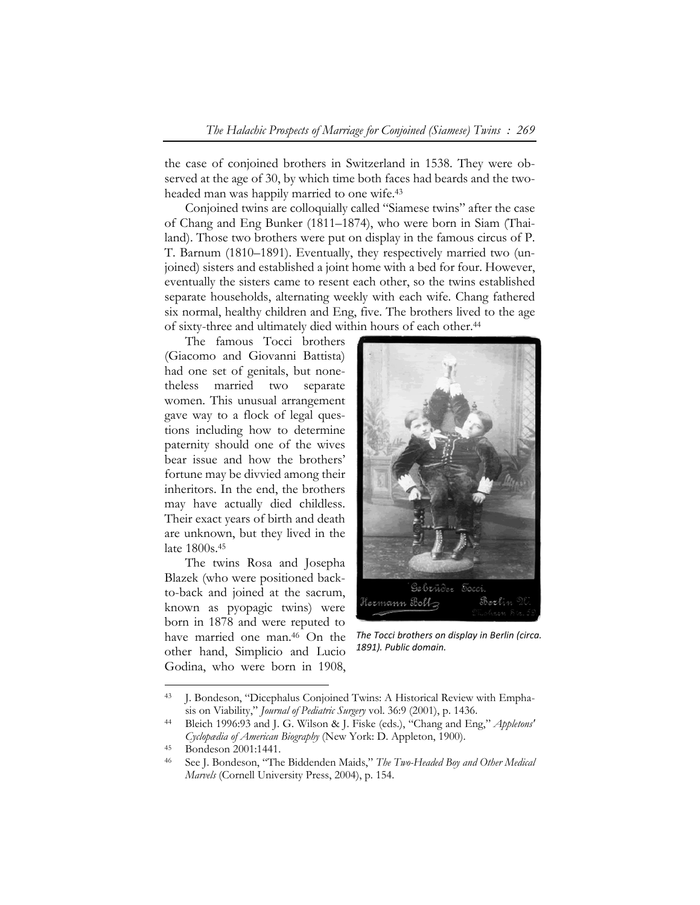the case of conjoined brothers in Switzerland in 1538. They were observed at the age of 30, by which time both faces had beards and the two-headed man was happily married to one wife.[43]

Conjoined twins are colloquially called "Siamese twins" after the case of Chang and Eng Bunker (1811–1874), who were born in Siam (Thailand). Those two brothers were put on display in the famous circus of P. T. Barnum (1810–1891). Eventually, they respectively married two (unjoined) sisters and established a joint home with a bed for four. However, eventually the sisters came to resent each other, so the twins established separate households, alternating weekly with each wife. Chang fathered six normal, healthy children and Eng, five. The brothers lived to the age of sixty-three and ultimately died within hours of each other.[44]

The famous Tocci brothers (Giacomo and Giovanni Battista) had one set of genitals, but nonetheless married two separate women. This unusual arrangement gave way to a flock of legal questions including how to determine paternity should one of the wives bear issue and how the brothers' fortune may be divvied among their inheritors. In the end, the brothers may have actually died childless. Their exact years of birth and death are unknown, but they lived in the late 1800s.[45]

*The Tocci brothers on display in Berlin (circa. 1891). Public domain.*

The twins Rosa and Josepha Blazek (who were positioned back-to-back and joined at the sacrum, known as pyopagic twins) were born in 1878 and were reputed to have married one man.[46] On the other hand, Simplicio and Lucio Godina, who were born in 1908,

---

[43] J. Bondeson, "Dicephalus Conjoined Twins: A Historical Review with Emphasis on Viability," *Journal of Pediatric Surgery* vol. 36:9 (2001), p. 1436.

[44] Bleich 1996:93 and J. G. Wilson & J. Fiske (eds.), "Chang and Eng," *Appletons' Cyclopædia of American Biography* (New York: D. Appleton, 1900).

[45] Bondeson 2001:1441.

[46] See J. Bondeson, "The Biddenden Maids," *The Two-Headed Boy and Other Medical Marvels* (Cornell University Press, 2004), p. 154.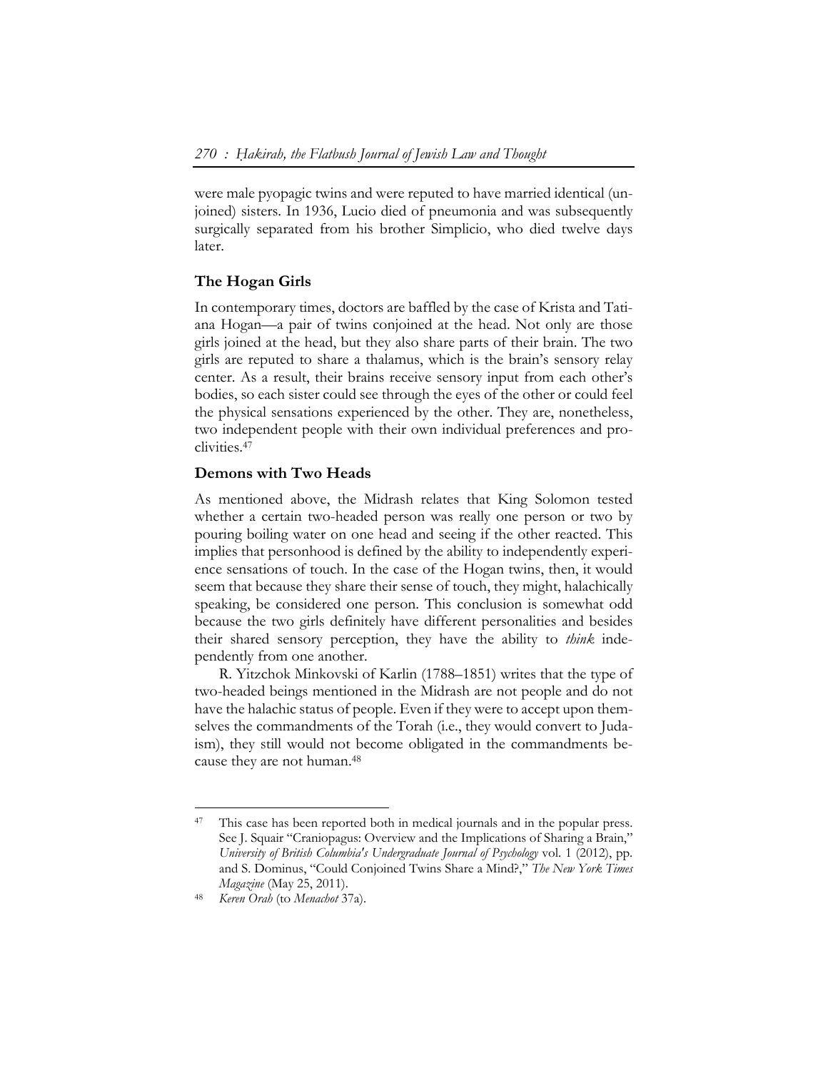were male pyopagic twins and were reputed to have married identical (unjoined) sisters. In 1936, Lucio died of pneumonia and was subsequently surgically separated from his brother Simplicio, who died twelve days later.

### The Hogan Girls

In contemporary times, doctors are baffled by the case of Krista and Tatiana Hogan—a pair of twins conjoined at the head. Not only are those girls joined at the head, but they also share parts of their brain. The two girls are reputed to share a thalamus, which is the brain's sensory relay center. As a result, their brains receive sensory input from each other's bodies, so each sister could see through the eyes of the other or could feel the physical sensations experienced by the other. They are, nonetheless, two independent people with their own individual preferences and proclivities.[47]

### Demons with Two Heads

As mentioned above, the Midrash relates that King Solomon tested whether a certain two-headed person was really one person or two by pouring boiling water on one head and seeing if the other reacted. This implies that personhood is defined by the ability to independently experience sensations of touch. In the case of the Hogan twins, then, it would seem that because they share their sense of touch, they might, halachically speaking, be considered one person. This conclusion is somewhat odd because the two girls definitely have different personalities and besides their shared sensory perception, they have the ability to *think* independently from one another.

R. Yitzchok Minkovski of Karlin (1788–1851) writes that the type of two-headed beings mentioned in the Midrash are not people and do not have the halachic status of people. Even if they were to accept upon themselves the commandments of the Torah (i.e., they would convert to Judaism), they still would not become obligated in the commandments because they are not human.[48]

---

[47] This case has been reported both in medical journals and in the popular press. See J. Squair "Craniopagus: Overview and the Implications of Sharing a Brain," *University of British Columbia's Undergraduate Journal of Psychology* vol. 1 (2012), pp. and S. Dominus, "Could Conjoined Twins Share a Mind?," *The New York Times Magazine* (May 25, 2011).

[48] *Keren Orah* (to *Menachot* 37a).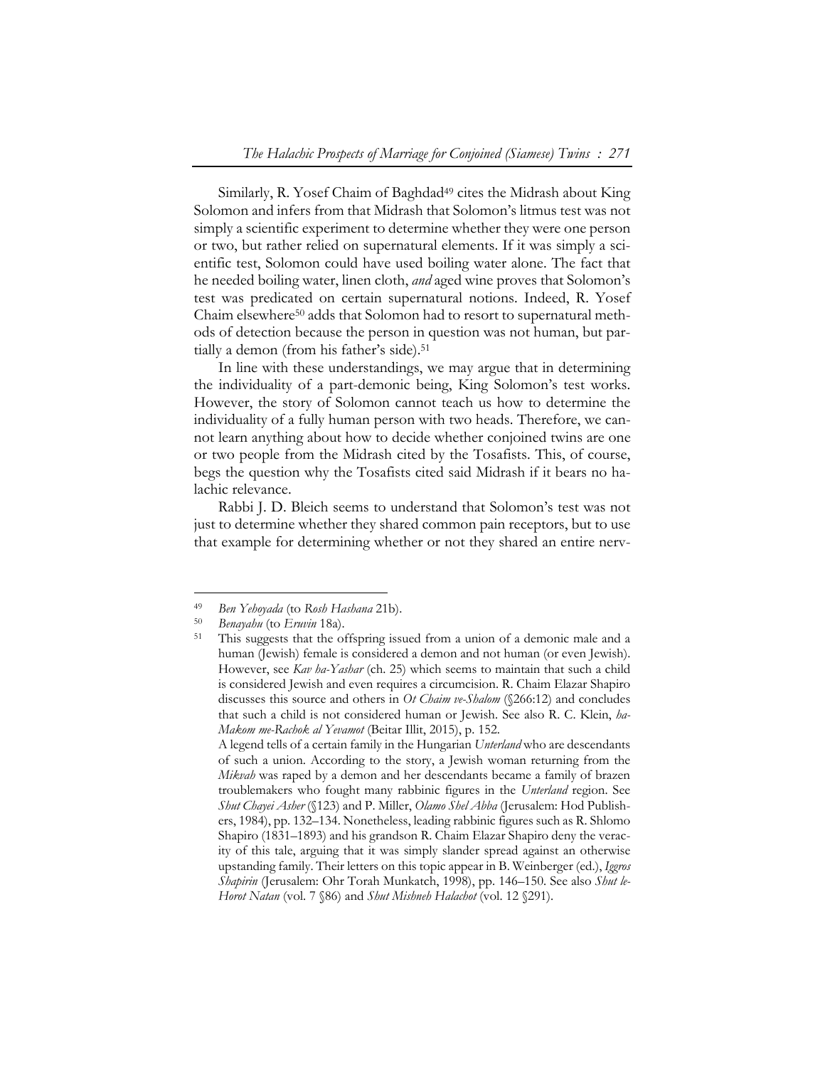Similarly, R. Yosef Chaim of Baghdad[49] cites the Midrash about King Solomon and infers from that Midrash that Solomon's litmus test was not simply a scientific experiment to determine whether they were one person or two, but rather relied on supernatural elements. If it was simply a scientific test, Solomon could have used boiling water alone. The fact that he needed boiling water, linen cloth, *and* aged wine proves that Solomon's test was predicated on certain supernatural notions. Indeed, R. Yosef Chaim elsewhere[50] adds that Solomon had to resort to supernatural methods of detection because the person in question was not human, but partially a demon (from his father's side).[51]

In line with these understandings, we may argue that in determining the individuality of a part-demonic being, King Solomon's test works. However, the story of Solomon cannot teach us how to determine the individuality of a fully human person with two heads. Therefore, we cannot learn anything about how to decide whether conjoined twins are one or two people from the Midrash cited by the Tosafists. This, of course, begs the question why the Tosafists cited said Midrash if it bears no halachic relevance.

Rabbi J. D. Bleich seems to understand that Solomon's test was not just to determine whether they shared common pain receptors, but to use that example for determining whether or not they shared an entire nerv-

---

[49] *Ben Yehoyada* (to *Rosh Hashana* 21b).

[50] *Benayahu* (to *Eruvin* 18a).

[51] This suggests that the offspring issued from a union of a demonic male and a human (Jewish) female is considered a demon and not human (or even Jewish). However, see *Kav ha-Yashar* (ch. 25) which seems to maintain that such a child is considered Jewish and even requires a circumcision. R. Chaim Elazar Shapiro discusses this source and others in *Ot Chaim ve-Shalom* (§266:12) and concludes that such a child is not considered human or Jewish. See also R. C. Klein, *ha-Makom me-Rachok al Yevamot* (Beitar Illit, 2015), p. 152.

A legend tells of a certain family in the Hungarian *Unterland* who are descendants of such a union. According to the story, a Jewish woman returning from the *Mikvah* was raped by a demon and her descendants became a family of brazen troublemakers who fought many rabbinic figures in the *Unterland* region. See *Shut Chayei Asher* (§123) and P. Miller, *Olamo Shel Abba* (Jerusalem: Hod Publishers, 1984), pp. 132–134. Nonetheless, leading rabbinic figures such as R. Shlomo Shapiro (1831–1893) and his grandson R. Chaim Elazar Shapiro deny the veracity of this tale, arguing that it was simply slander spread against an otherwise upstanding family. Their letters on this topic appear in B. Weinberger (ed.), *Iggros Shapirin* (Jerusalem: Ohr Torah Munkatch, 1998), pp. 146–150. See also *Shut le-Horot Natan* (vol. 7 §86) and *Shut Mishneh Halachot* (vol. 12 §291).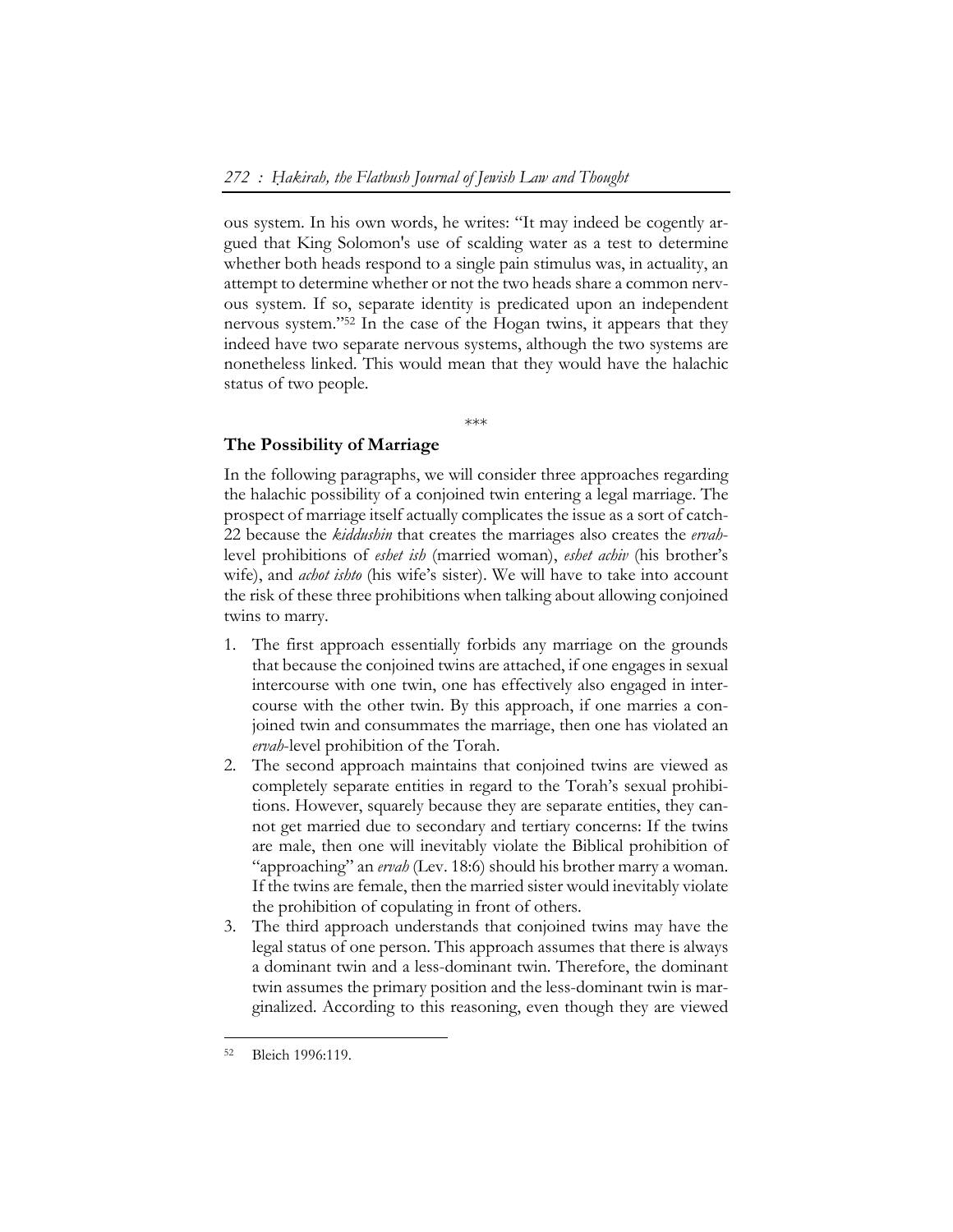ous system. In his own words, he writes: "It may indeed be cogently argued that King Solomon's use of scalding water as a test to determine whether both heads respond to a single pain stimulus was, in actuality, an attempt to determine whether or not the two heads share a common nervous system. If so, separate identity is predicated upon an independent nervous system."[52] In the case of the Hogan twins, it appears that they indeed have two separate nervous systems, although the two systems are nonetheless linked. This would mean that they would have the halachic status of two people.

\*\*\*

## The Possibility of Marriage

In the following paragraphs, we will consider three approaches regarding the halachic possibility of a conjoined twin entering a legal marriage. The prospect of marriage itself actually complicates the issue as a sort of catch-22 because the *kiddushin* that creates the marriages also creates the *ervah*-level prohibitions of *eshet ish* (married woman), *eshet achiv* (his brother's wife), and *achot ishto* (his wife's sister). We will have to take into account the risk of these three prohibitions when talking about allowing conjoined twins to marry.

1. The first approach essentially forbids any marriage on the grounds that because the conjoined twins are attached, if one engages in sexual intercourse with one twin, one has effectively also engaged in intercourse with the other twin. By this approach, if one marries a conjoined twin and consummates the marriage, then one has violated an *ervah*-level prohibition of the Torah.
2. The second approach maintains that conjoined twins are viewed as completely separate entities in regard to the Torah's sexual prohibitions. However, squarely because they are separate entities, they cannot get married due to secondary and tertiary concerns: If the twins are male, then one will inevitably violate the Biblical prohibition of "approaching" an *ervah* (Lev. 18:6) should his brother marry a woman. If the twins are female, then the married sister would inevitably violate the prohibition of copulating in front of others.
3. The third approach understands that conjoined twins may have the legal status of one person. This approach assumes that there is always a dominant twin and a less-dominant twin. Therefore, the dominant twin assumes the primary position and the less-dominant twin is marginalized. According to this reasoning, even though they are viewed

[52] Bleich 1996:119.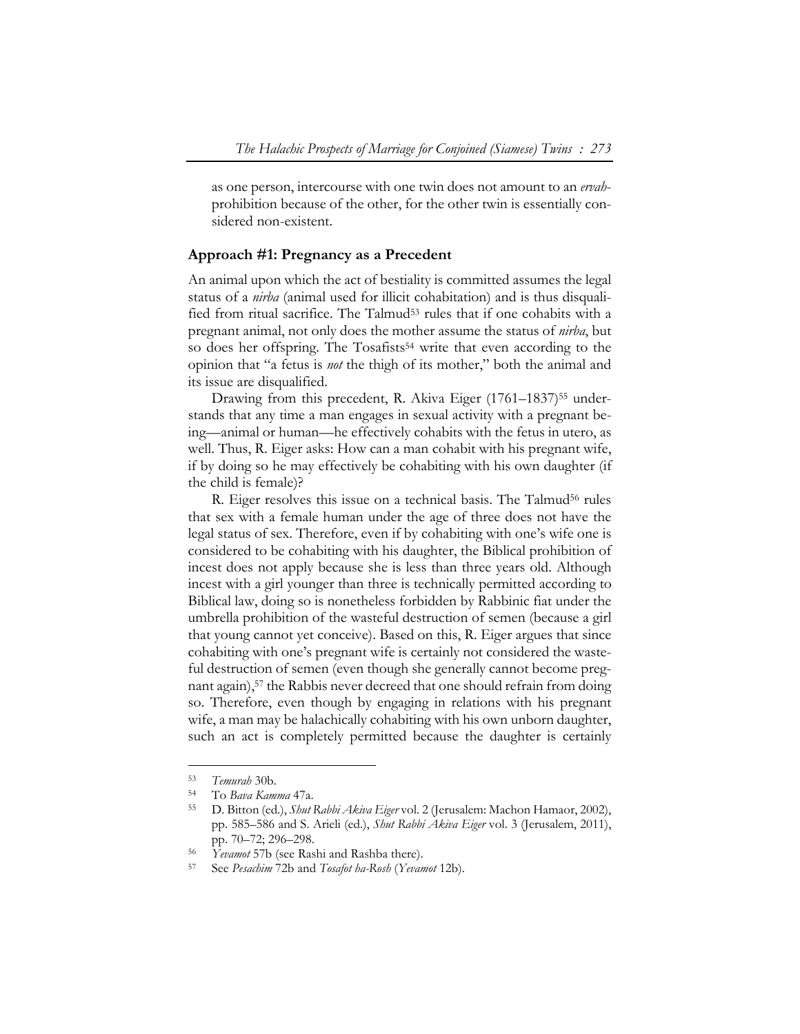as one person, intercourse with one twin does not amount to an *ervah*-prohibition because of the other, for the other twin is essentially considered non-existent.

## Approach #1: Pregnancy as a Precedent

An animal upon which the act of bestiality is committed assumes the legal status of a *nirba* (animal used for illicit cohabitation) and is thus disqualified from ritual sacrifice. The Talmud[53] rules that if one cohabits with a pregnant animal, not only does the mother assume the status of *nirba*, but so does her offspring. The Tosafists[54] write that even according to the opinion that "a fetus is *not* the thigh of its mother," both the animal and its issue are disqualified.

Drawing from this precedent, R. Akiva Eiger (1761–1837)[55] understands that any time a man engages in sexual activity with a pregnant being—animal or human—he effectively cohabits with the fetus in utero, as well. Thus, R. Eiger asks: How can a man cohabit with his pregnant wife, if by doing so he may effectively be cohabiting with his own daughter (if the child is female)?

R. Eiger resolves this issue on a technical basis. The Talmud[56] rules that sex with a female human under the age of three does not have the legal status of sex. Therefore, even if by cohabiting with one's wife one is considered to be cohabiting with his daughter, the Biblical prohibition of incest does not apply because she is less than three years old. Although incest with a girl younger than three is technically permitted according to Biblical law, doing so is nonetheless forbidden by Rabbinic fiat under the umbrella prohibition of the wasteful destruction of semen (because a girl that young cannot yet conceive). Based on this, R. Eiger argues that since cohabiting with one's pregnant wife is certainly not considered the wasteful destruction of semen (even though she generally cannot become pregnant again),[57] the Rabbis never decreed that one should refrain from doing so. Therefore, even though by engaging in relations with his pregnant wife, a man may be halachically cohabiting with his own unborn daughter, such an act is completely permitted because the daughter is certainly

---

[53] *Temurah* 30b.

[54] To *Bava Kamma* 47a.

[55] D. Bitton (ed.), *Shut Rabbi Akiva Eiger* vol. 2 (Jerusalem: Machon Hamaor, 2002), pp. 585–586 and S. Arieli (ed.), *Shut Rabbi Akiva Eiger* vol. 3 (Jerusalem, 2011), pp. 70–72; 296–298.

[56] *Yevamot* 57b (see Rashi and Rashba there).

[57] See *Pesachim* 72b and *Tosafot ha-Rosh* (*Yevamot* 12b).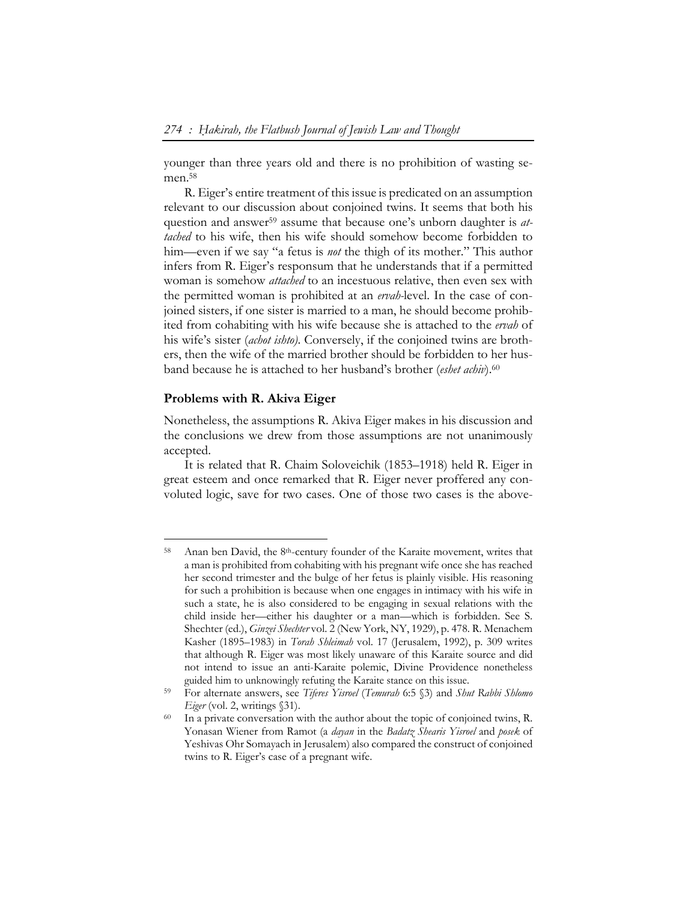younger than three years old and there is no prohibition of wasting semen.[58]

R. Eiger's entire treatment of this issue is predicated on an assumption relevant to our discussion about conjoined twins. It seems that both his question and answer[59] assume that because one's unborn daughter is *attached* to his wife, then his wife should somehow become forbidden to him—even if we say "a fetus is *not* the thigh of its mother." This author infers from R. Eiger's responsum that he understands that if a permitted woman is somehow *attached* to an incestuous relative, then even sex with the permitted woman is prohibited at an *ervah*-level. In the case of conjoined sisters, if one sister is married to a man, he should become prohibited from cohabiting with his wife because she is attached to the *ervah* of his wife's sister (*achot ishto*). Conversely, if the conjoined twins are brothers, then the wife of the married brother should be forbidden to her husband because he is attached to her husband's brother (*eshet achiv*).[60]

**Problems with R. Akiva Eiger**

Nonetheless, the assumptions R. Akiva Eiger makes in his discussion and the conclusions we drew from those assumptions are not unanimously accepted.

It is related that R. Chaim Soloveichik (1853–1918) held R. Eiger in great esteem and once remarked that R. Eiger never proffered any convoluted logic, save for two cases. One of those two cases is the above-

---

[58] Anan ben David, the 8th-century founder of the Karaite movement, writes that a man is prohibited from cohabiting with his pregnant wife once she has reached her second trimester and the bulge of her fetus is plainly visible. His reasoning for such a prohibition is because when one engages in intimacy with his wife in such a state, he is also considered to be engaging in sexual relations with the child inside her—either his daughter or a man—which is forbidden. See S. Shechter (ed.), *Ginzei Shechter* vol. 2 (New York, NY, 1929), p. 478. R. Menachem Kasher (1895–1983) in *Torah Shleimah* vol. 17 (Jerusalem, 1992), p. 309 writes that although R. Eiger was most likely unaware of this Karaite source and did not intend to issue an anti-Karaite polemic, Divine Providence nonetheless guided him to unknowingly refuting the Karaite stance on this issue.

[59] For alternate answers, see *Tiferes Yisroel* (*Temurah* 6:5 §3) and *Shut Rabbi Shlomo Eiger* (vol. 2, writings §31).

[60] In a private conversation with the author about the topic of conjoined twins, R. Yonasan Wiener from Ramot (a *dayan* in the *Badatz Shearis Yisroel* and *posek* of Yeshivas Ohr Somayach in Jerusalem) also compared the construct of conjoined twins to R. Eiger's case of a pregnant wife.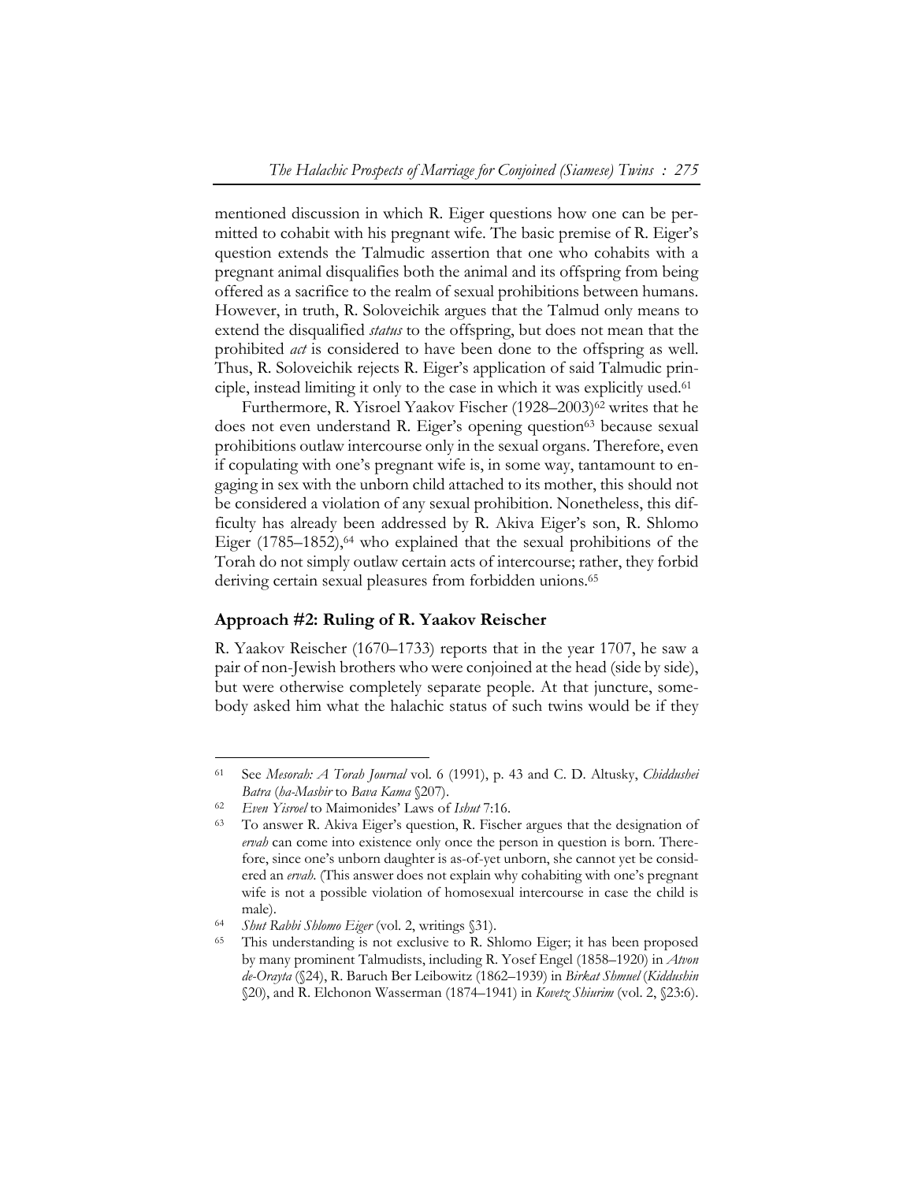mentioned discussion in which R. Eiger questions how one can be permitted to cohabit with his pregnant wife. The basic premise of R. Eiger's question extends the Talmudic assertion that one who cohabits with a pregnant animal disqualifies both the animal and its offspring from being offered as a sacrifice to the realm of sexual prohibitions between humans. However, in truth, R. Soloveichik argues that the Talmud only means to extend the disqualified *status* to the offspring, but does not mean that the prohibited *act* is considered to have been done to the offspring as well. Thus, R. Soloveichik rejects R. Eiger's application of said Talmudic principle, instead limiting it only to the case in which it was explicitly used.[61]

Furthermore, R. Yisroel Yaakov Fischer (1928–2003)[62] writes that he does not even understand R. Eiger's opening question[63] because sexual prohibitions outlaw intercourse only in the sexual organs. Therefore, even if copulating with one's pregnant wife is, in some way, tantamount to engaging in sex with the unborn child attached to its mother, this should not be considered a violation of any sexual prohibition. Nonetheless, this difficulty has already been addressed by R. Akiva Eiger's son, R. Shlomo Eiger (1785–1852),[64] who explained that the sexual prohibitions of the Torah do not simply outlaw certain acts of intercourse; rather, they forbid deriving certain sexual pleasures from forbidden unions.[65]

## Approach #2: Ruling of R. Yaakov Reischer

R. Yaakov Reischer (1670–1733) reports that in the year 1707, he saw a pair of non-Jewish brothers who were conjoined at the head (side by side), but were otherwise completely separate people. At that juncture, somebody asked him what the halachic status of such twins would be if they

---

[61] See *Mesorah: A Torah Journal* vol. 6 (1991), p. 43 and C. D. Altusky, *Chiddushei Batra* (*ha-Mashir* to *Bava Kama* §207).

[62] *Even Yisroel* to Maimonides' Laws of *Ishut* 7:16.

[63] To answer R. Akiva Eiger's question, R. Fischer argues that the designation of *ervah* can come into existence only once the person in question is born. Therefore, since one's unborn daughter is as-of-yet unborn, she cannot yet be considered an *ervah*. (This answer does not explain why cohabiting with one's pregnant wife is not a possible violation of homosexual intercourse in case the child is male).

[64] *Shut Rabbi Shlomo Eiger* (vol. 2, writings §31).

[65] This understanding is not exclusive to R. Shlomo Eiger; it has been proposed by many prominent Talmudists, including R. Yosef Engel (1858–1920) in *Atvon de-Orayta* (§24), R. Baruch Ber Leibowitz (1862–1939) in *Birkat Shmuel* (*Kiddushin* §20), and R. Elchonon Wasserman (1874–1941) in *Kovetz Shiurim* (vol. 2, §23:6).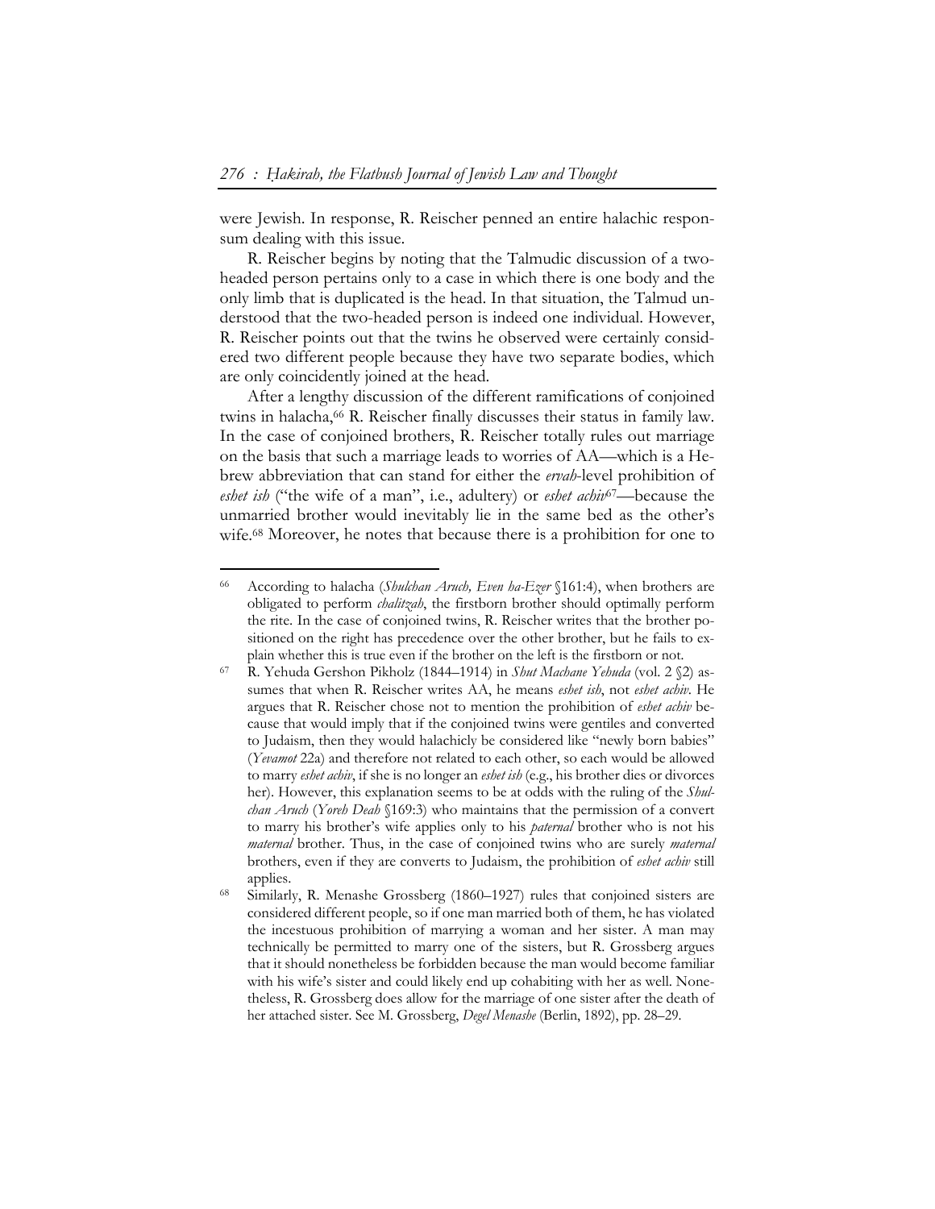were Jewish. In response, R. Reischer penned an entire halachic responsum dealing with this issue.

R. Reischer begins by noting that the Talmudic discussion of a two-headed person pertains only to a case in which there is one body and the only limb that is duplicated is the head. In that situation, the Talmud understood that the two-headed person is indeed one individual. However, R. Reischer points out that the twins he observed were certainly considered two different people because they have two separate bodies, which are only coincidently joined at the head.

After a lengthy discussion of the different ramifications of conjoined twins in halacha,[66] R. Reischer finally discusses their status in family law. In the case of conjoined brothers, R. Reischer totally rules out marriage on the basis that such a marriage leads to worries of AA—which is a Hebrew abbreviation that can stand for either the *ervah*-level prohibition of *eshet ish* ("the wife of a man", i.e., adultery) or *eshet achiv*[67]—because the unmarried brother would inevitably lie in the same bed as the other's wife.[68] Moreover, he notes that because there is a prohibition for one to

---

[66] According to halacha (*Shulchan Aruch, Even ha-Ezer* §161:4), when brothers are obligated to perform *chalitzah*, the firstborn brother should optimally perform the rite. In the case of conjoined twins, R. Reischer writes that the brother positioned on the right has precedence over the other brother, but he fails to explain whether this is true even if the brother on the left is the firstborn or not.

[67] R. Yehuda Gershon Pikholz (1844–1914) in *Shut Machane Yehuda* (vol. 2 §2) assumes that when R. Reischer writes AA, he means *eshet ish*, not *eshet achiv*. He argues that R. Reischer chose not to mention the prohibition of *eshet achiv* because that would imply that if the conjoined twins were gentiles and converted to Judaism, then they would halachicly be considered like "newly born babies" (*Yevamot* 22a) and therefore not related to each other, so each would be allowed to marry *eshet achiv*, if she is no longer an *eshet ish* (e.g., his brother dies or divorces her). However, this explanation seems to be at odds with the ruling of the *Shulchan Aruch* (*Yoreh Deah* §169:3) who maintains that the permission of a convert to marry his brother's wife applies only to his *paternal* brother who is not his *maternal* brother. Thus, in the case of conjoined twins who are surely *maternal* brothers, even if they are converts to Judaism, the prohibition of *eshet achiv* still applies.

[68] Similarly, R. Menashe Grossberg (1860–1927) rules that conjoined sisters are considered different people, so if one man married both of them, he has violated the incestuous prohibition of marrying a woman and her sister. A man may technically be permitted to marry one of the sisters, but R. Grossberg argues that it should nonetheless be forbidden because the man would become familiar with his wife's sister and could likely end up cohabiting with her as well. Nonetheless, R. Grossberg does allow for the marriage of one sister after the death of her attached sister. See M. Grossberg, *Degel Menashe* (Berlin, 1892), pp. 28–29.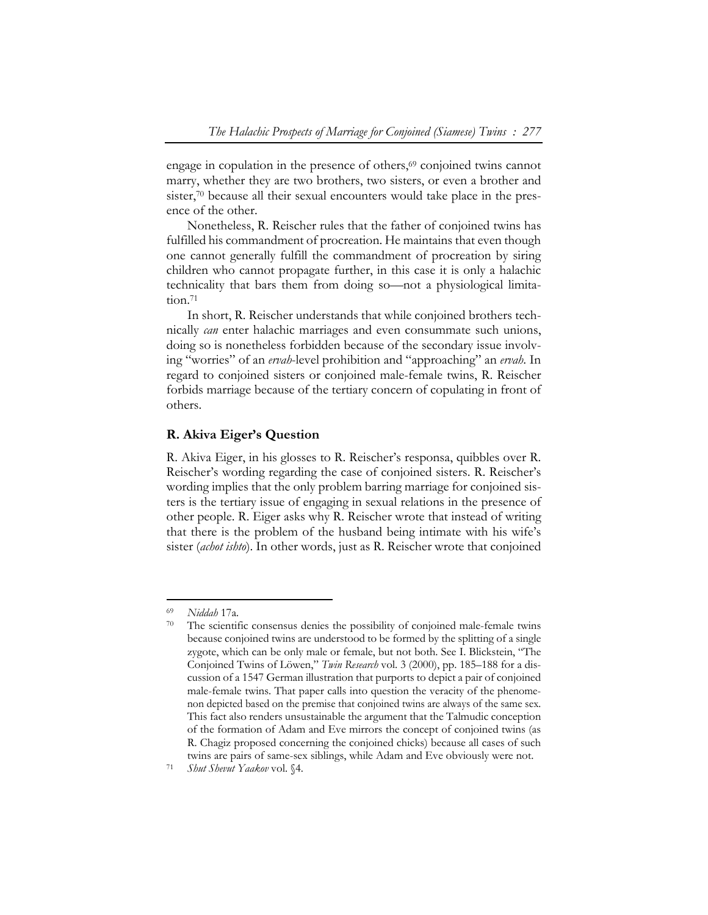engage in copulation in the presence of others,[69] conjoined twins cannot marry, whether they are two brothers, two sisters, or even a brother and sister,[70] because all their sexual encounters would take place in the presence of the other.

Nonetheless, R. Reischer rules that the father of conjoined twins has fulfilled his commandment of procreation. He maintains that even though one cannot generally fulfill the commandment of procreation by siring children who cannot propagate further, in this case it is only a halachic technicality that bars them from doing so—not a physiological limitation.[71]

In short, R. Reischer understands that while conjoined brothers technically *can* enter halachic marriages and even consummate such unions, doing so is nonetheless forbidden because of the secondary issue involving "worries" of an *ervah*-level prohibition and "approaching" an *ervah*. In regard to conjoined sisters or conjoined male-female twins, R. Reischer forbids marriage because of the tertiary concern of copulating in front of others.

## R. Akiva Eiger's Question

R. Akiva Eiger, in his glosses to R. Reischer's responsa, quibbles over R. Reischer's wording regarding the case of conjoined sisters. R. Reischer's wording implies that the only problem barring marriage for conjoined sisters is the tertiary issue of engaging in sexual relations in the presence of other people. R. Eiger asks why R. Reischer wrote that instead of writing that there is the problem of the husband being intimate with his wife's sister (*achot ishto*). In other words, just as R. Reischer wrote that conjoined

---

[69] *Niddah* 17a.

[70] The scientific consensus denies the possibility of conjoined male-female twins because conjoined twins are understood to be formed by the splitting of a single zygote, which can be only male or female, but not both. See I. Blickstein, "The Conjoined Twins of Löwen," *Twin Research* vol. 3 (2000), pp. 185–188 for a discussion of a 1547 German illustration that purports to depict a pair of conjoined male-female twins. That paper calls into question the veracity of the phenomenon depicted based on the premise that conjoined twins are always of the same sex. This fact also renders unsustainable the argument that the Talmudic conception of the formation of Adam and Eve mirrors the concept of conjoined twins (as R. Chagiz proposed concerning the conjoined chicks) because all cases of such twins are pairs of same-sex siblings, while Adam and Eve obviously were not.

[71] *Shut Shevut Yaakov* vol. §4.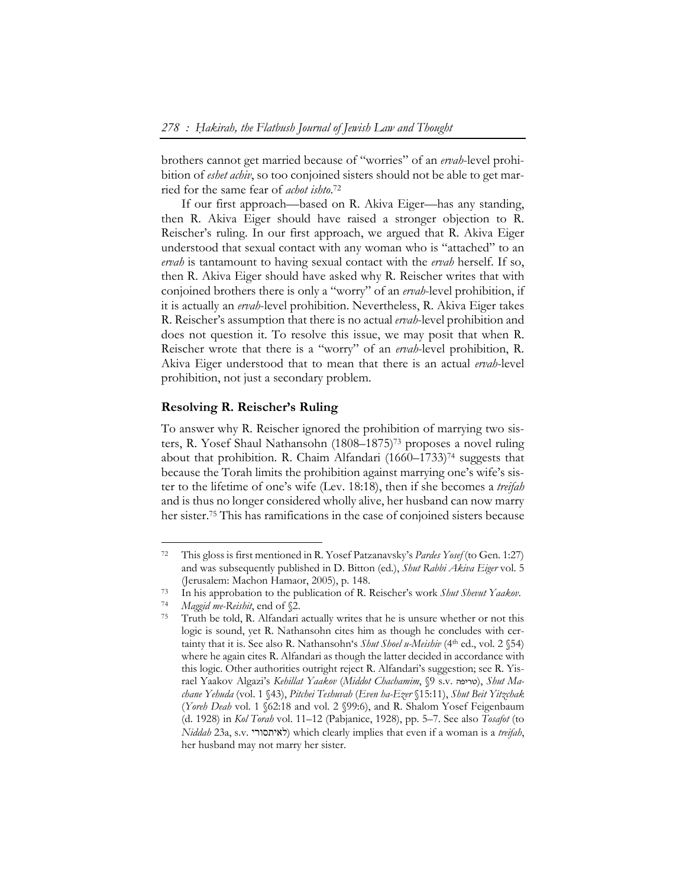brothers cannot get married because of "worries" of an *ervah*-level prohibition of *eshet achiv*, so too conjoined sisters should not be able to get married for the same fear of *achot ishto*.[72]

If our first approach—based on R. Akiva Eiger—has any standing, then R. Akiva Eiger should have raised a stronger objection to R. Reischer's ruling. In our first approach, we argued that R. Akiva Eiger understood that sexual contact with any woman who is "attached" to an *ervah* is tantamount to having sexual contact with the *ervah* herself. If so, then R. Akiva Eiger should have asked why R. Reischer writes that with conjoined brothers there is only a "worry" of an *ervah*-level prohibition, if it is actually an *ervah*-level prohibition. Nevertheless, R. Akiva Eiger takes R. Reischer's assumption that there is no actual *ervah*-level prohibition and does not question it. To resolve this issue, we may posit that when R. Reischer wrote that there is a "worry" of an *ervah*-level prohibition, R. Akiva Eiger understood that to mean that there is an actual *ervah*-level prohibition, not just a secondary problem.

## Resolving R. Reischer's Ruling

To answer why R. Reischer ignored the prohibition of marrying two sisters, R. Yosef Shaul Nathansohn (1808–1875)[73] proposes a novel ruling about that prohibition. R. Chaim Alfandari (1660–1733)[74] suggests that because the Torah limits the prohibition against marrying one's wife's sister to the lifetime of one's wife (Lev. 18:18), then if she becomes a *treifah* and is thus no longer considered wholly alive, her husband can now marry her sister.[75] This has ramifications in the case of conjoined sisters because

---

[72] This gloss is first mentioned in R. Yosef Patzanavsky's *Pardes Yosef* (to Gen. 1:27) and was subsequently published in D. Bitton (ed.), *Shut Rabbi Akiva Eiger* vol. 5 (Jerusalem: Machon Hamaor, 2005), p. 148.

[73] In his approbation to the publication of R. Reischer's work *Shut Shevut Yaakov*.

[74] *Maggid me-Reishit*, end of §2.

[75] Truth be told, R. Alfandari actually writes that he is unsure whether or not this logic is sound, yet R. Nathansohn cites him as though he concludes with certainty that it is. See also R. Nathansohn's *Shut Shoel u-Meishiv* (4th ed., vol. 2 §54) where he again cites R. Alfandari as though the latter decided in accordance with this logic. Other authorities outright reject R. Alfandari's suggestion; see R. Yisrael Yaakov Algazi's *Kehillat Yaakov* (*Middot Chachamim*, §9 s.v. טריפה), *Shut Machane Yehuda* (vol. 1 §43), *Pitchei Teshuvah* (*Even ha-Ezer* §15:11), *Shut Beit Yitzchak* (*Yoreh Deah* vol. 1 §62:18 and vol. 2 §99:6), and R. Shalom Yosef Feigenbaum (d. 1928) in *Kol Torah* vol. 11–12 (Pabjanice, 1928), pp. 5–7. See also *Tosafot* (to *Niddah* 23a, s.v. לאיתסורי) which clearly implies that even if a woman is a *treifah*, her husband may not marry her sister.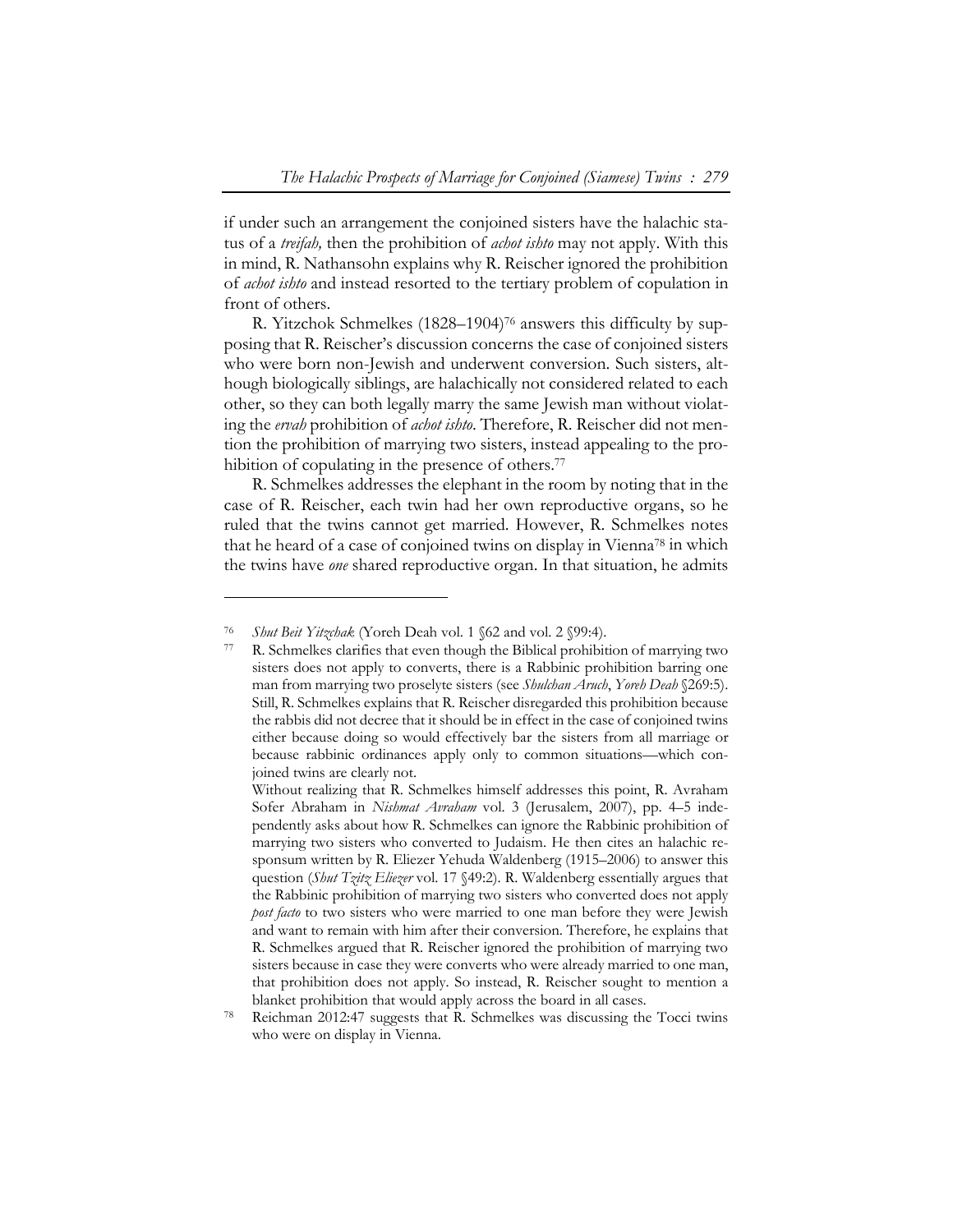if under such an arrangement the conjoined sisters have the halachic status of a *treifah,* then the prohibition of *achot ishto* may not apply. With this in mind, R. Nathansohn explains why R. Reischer ignored the prohibition of *achot ishto* and instead resorted to the tertiary problem of copulation in front of others.

R. Yitzchok Schmelkes (1828–1904)[76] answers this difficulty by supposing that R. Reischer's discussion concerns the case of conjoined sisters who were born non-Jewish and underwent conversion. Such sisters, although biologically siblings, are halachically not considered related to each other, so they can both legally marry the same Jewish man without violating the *ervah* prohibition of *achot ishto*. Therefore, R. Reischer did not mention the prohibition of marrying two sisters, instead appealing to the prohibition of copulating in the presence of others.[77]

R. Schmelkes addresses the elephant in the room by noting that in the case of R. Reischer, each twin had her own reproductive organs, so he ruled that the twins cannot get married. However, R. Schmelkes notes that he heard of a case of conjoined twins on display in Vienna[78] in which the twins have *one* shared reproductive organ. In that situation, he admits

---

[76] *Shut Beit Yitzchak* (Yoreh Deah vol. 1 §62 and vol. 2 §99:4).

[77] R. Schmelkes clarifies that even though the Biblical prohibition of marrying two sisters does not apply to converts, there is a Rabbinic prohibition barring one man from marrying two proselyte sisters (see *Shulchan Aruch*, *Yoreh Deah* §269:5). Still, R. Schmelkes explains that R. Reischer disregarded this prohibition because the rabbis did not decree that it should be in effect in the case of conjoined twins either because doing so would effectively bar the sisters from all marriage or because rabbinic ordinances apply only to common situations—which conjoined twins are clearly not.

Without realizing that R. Schmelkes himself addresses this point, R. Avraham Sofer Abraham in *Nishmat Avraham* vol. 3 (Jerusalem, 2007), pp. 4–5 independently asks about how R. Schmelkes can ignore the Rabbinic prohibition of marrying two sisters who converted to Judaism. He then cites an halachic responsum written by R. Eliezer Yehuda Waldenberg (1915–2006) to answer this question (*Shut Tzitz Eliezer* vol. 17 §49:2). R. Waldenberg essentially argues that the Rabbinic prohibition of marrying two sisters who converted does not apply *post facto* to two sisters who were married to one man before they were Jewish and want to remain with him after their conversion. Therefore, he explains that R. Schmelkes argued that R. Reischer ignored the prohibition of marrying two sisters because in case they were converts who were already married to one man, that prohibition does not apply. So instead, R. Reischer sought to mention a blanket prohibition that would apply across the board in all cases.

[78] Reichman 2012:47 suggests that R. Schmelkes was discussing the Tocci twins who were on display in Vienna.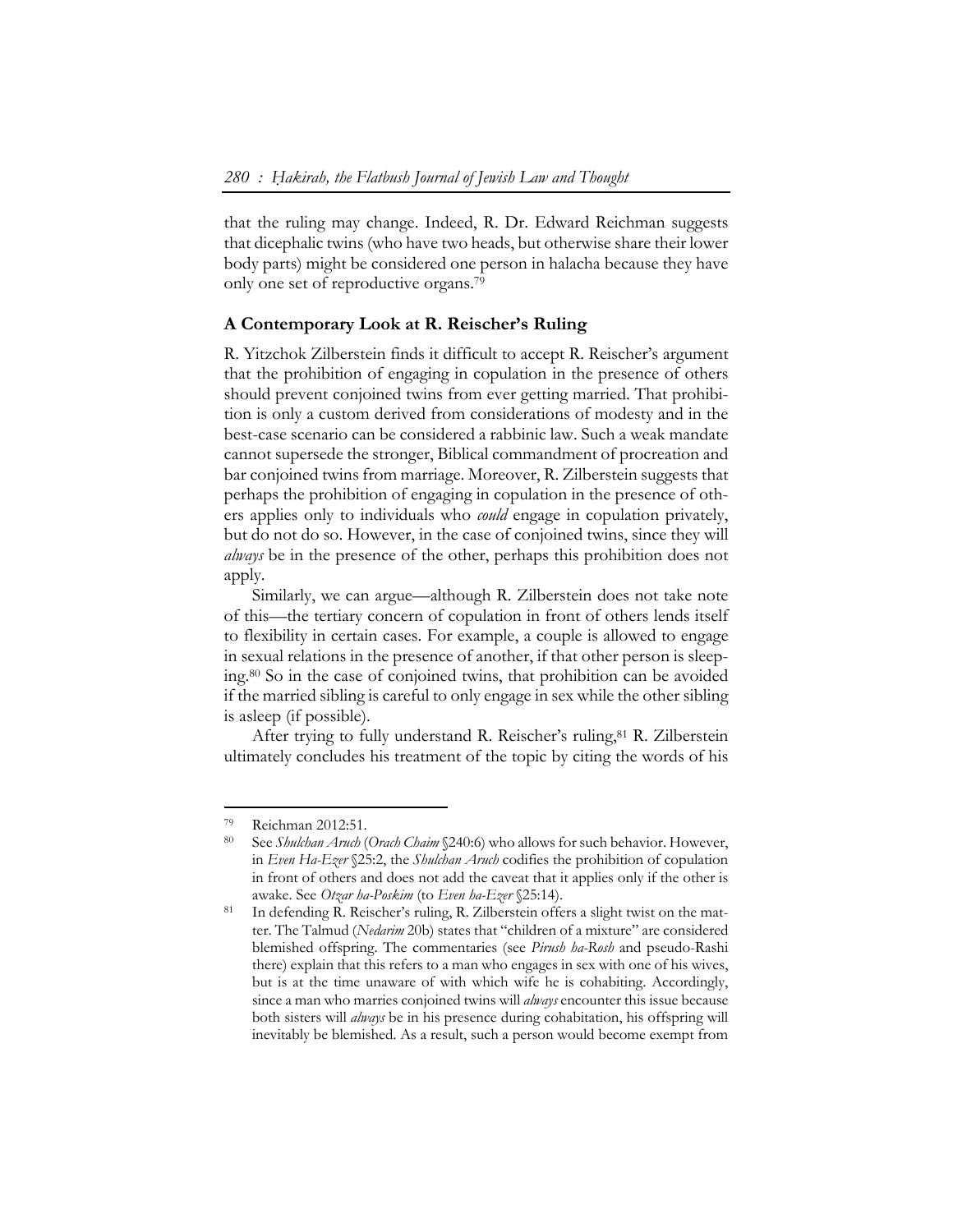that the ruling may change. Indeed, R. Dr. Edward Reichman suggests that dicephalic twins (who have two heads, but otherwise share their lower body parts) might be considered one person in halacha because they have only one set of reproductive organs.[79]

## A Contemporary Look at R. Reischer's Ruling

R. Yitzchok Zilberstein finds it difficult to accept R. Reischer's argument that the prohibition of engaging in copulation in the presence of others should prevent conjoined twins from ever getting married. That prohibition is only a custom derived from considerations of modesty and in the best-case scenario can be considered a rabbinic law. Such a weak mandate cannot supersede the stronger, Biblical commandment of procreation and bar conjoined twins from marriage. Moreover, R. Zilberstein suggests that perhaps the prohibition of engaging in copulation in the presence of others applies only to individuals who *could* engage in copulation privately, but do not do so. However, in the case of conjoined twins, since they will *always* be in the presence of the other, perhaps this prohibition does not apply.

Similarly, we can argue—although R. Zilberstein does not take note of this—the tertiary concern of copulation in front of others lends itself to flexibility in certain cases. For example, a couple is allowed to engage in sexual relations in the presence of another, if that other person is sleeping.[80] So in the case of conjoined twins, that prohibition can be avoided if the married sibling is careful to only engage in sex while the other sibling is asleep (if possible).

After trying to fully understand R. Reischer's ruling,[81] R. Zilberstein ultimately concludes his treatment of the topic by citing the words of his

---

[79] Reichman 2012:51.

[80] See *Shulchan Aruch* (*Orach Chaim* §240:6) who allows for such behavior. However, in *Even Ha-Ezer* §25:2, the *Shulchan Aruch* codifies the prohibition of copulation in front of others and does not add the caveat that it applies only if the other is awake. See *Otzar ha-Poskim* (to *Even ha-Ezer* §25:14).

[81] In defending R. Reischer's ruling, R. Zilberstein offers a slight twist on the matter. The Talmud (*Nedarim* 20b) states that "children of a mixture" are considered blemished offspring. The commentaries (see *Pirush ha-Rosh* and pseudo-Rashi there) explain that this refers to a man who engages in sex with one of his wives, but is at the time unaware of with which wife he is cohabiting. Accordingly, since a man who marries conjoined twins will *always* encounter this issue because both sisters will *always* be in his presence during cohabitation, his offspring will inevitably be blemished. As a result, such a person would become exempt from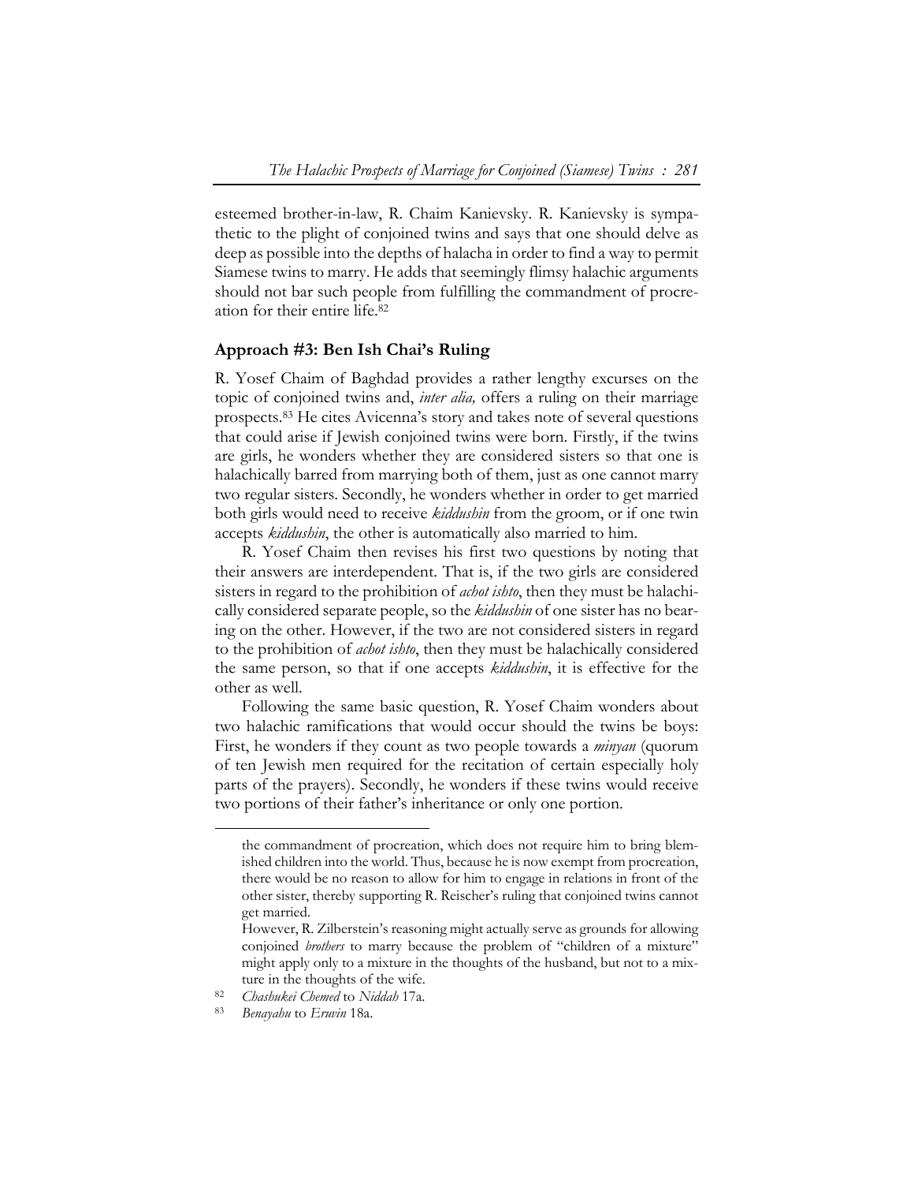esteemed brother-in-law, R. Chaim Kanievsky. R. Kanievsky is sympathetic to the plight of conjoined twins and says that one should delve as deep as possible into the depths of halacha in order to find a way to permit Siamese twins to marry. He adds that seemingly flimsy halachic arguments should not bar such people from fulfilling the commandment of procreation for their entire life.[82]

### Approach #3: Ben Ish Chai's Ruling

R. Yosef Chaim of Baghdad provides a rather lengthy excurses on the topic of conjoined twins and, *inter alia,* offers a ruling on their marriage prospects.[83] He cites Avicenna's story and takes note of several questions that could arise if Jewish conjoined twins were born. Firstly, if the twins are girls, he wonders whether they are considered sisters so that one is halachically barred from marrying both of them, just as one cannot marry two regular sisters. Secondly, he wonders whether in order to get married both girls would need to receive *kiddushin* from the groom, or if one twin accepts *kiddushin*, the other is automatically also married to him.

R. Yosef Chaim then revises his first two questions by noting that their answers are interdependent. That is, if the two girls are considered sisters in regard to the prohibition of *achot ishto*, then they must be halachically considered separate people, so the *kiddushin* of one sister has no bearing on the other. However, if the two are not considered sisters in regard to the prohibition of *achot ishto*, then they must be halachically considered the same person, so that if one accepts *kiddushin*, it is effective for the other as well.

Following the same basic question, R. Yosef Chaim wonders about two halachic ramifications that would occur should the twins be boys: First, he wonders if they count as two people towards a *minyan* (quorum of ten Jewish men required for the recitation of certain especially holy parts of the prayers). Secondly, he wonders if these twins would receive two portions of their father's inheritance or only one portion.

---

the commandment of procreation, which does not require him to bring blemished children into the world. Thus, because he is now exempt from procreation, there would be no reason to allow for him to engage in relations in front of the other sister, thereby supporting R. Reischer's ruling that conjoined twins cannot get married.

However, R. Zilberstein's reasoning might actually serve as grounds for allowing conjoined *brothers* to marry because the problem of "children of a mixture" might apply only to a mixture in the thoughts of the husband, but not to a mixture in the thoughts of the wife.

[82] *Chashukei Chemed* to *Niddah* 17a.

[83] *Benayahu* to *Eruvin* 18a.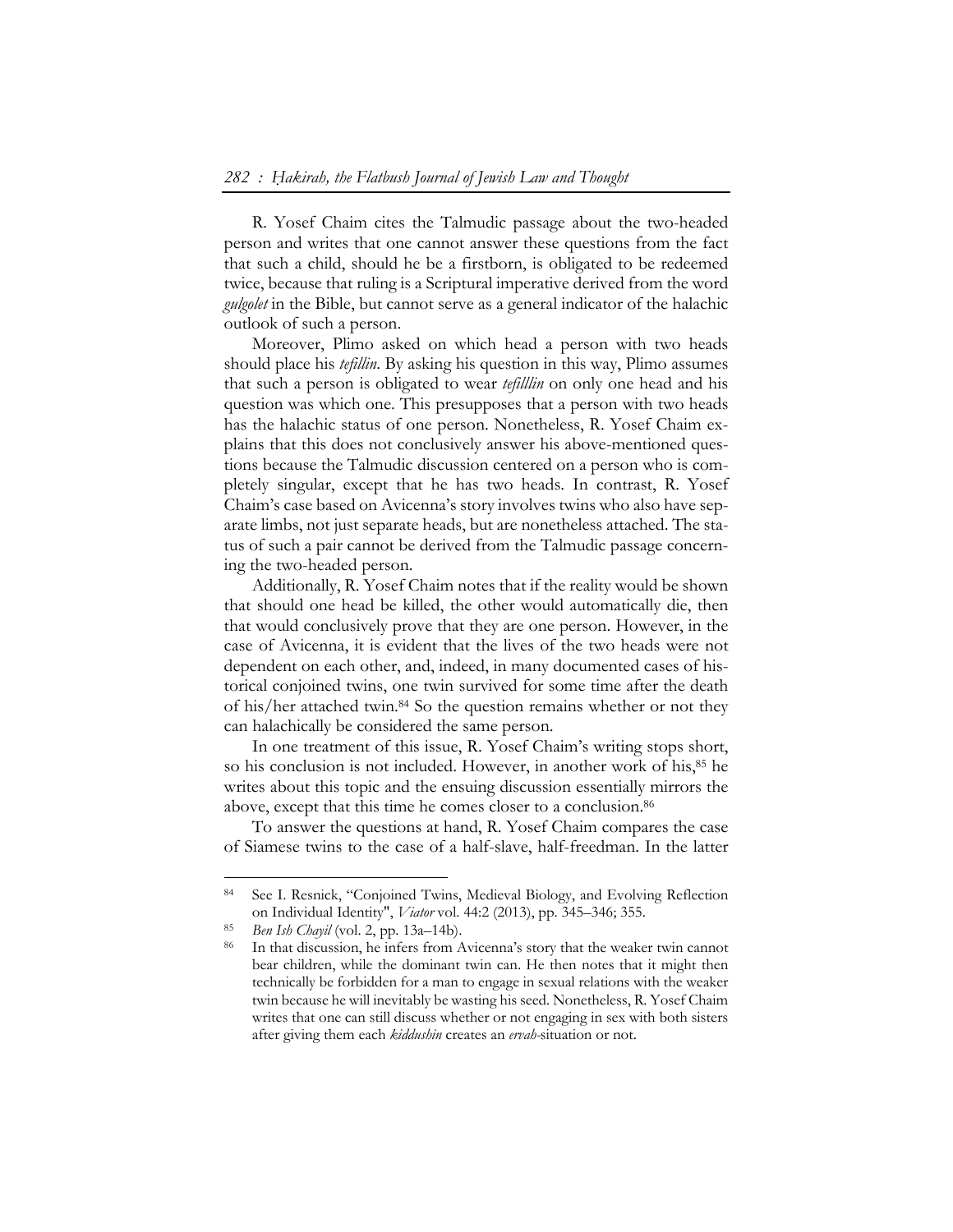R. Yosef Chaim cites the Talmudic passage about the two-headed person and writes that one cannot answer these questions from the fact that such a child, should he be a firstborn, is obligated to be redeemed twice, because that ruling is a Scriptural imperative derived from the word *gulgolet* in the Bible, but cannot serve as a general indicator of the halachic outlook of such a person.

Moreover, Plimo asked on which head a person with two heads should place his *tefillin*. By asking his question in this way, Plimo assumes that such a person is obligated to wear *tefilllin* on only one head and his question was which one. This presupposes that a person with two heads has the halachic status of one person. Nonetheless, R. Yosef Chaim explains that this does not conclusively answer his above-mentioned questions because the Talmudic discussion centered on a person who is completely singular, except that he has two heads. In contrast, R. Yosef Chaim's case based on Avicenna's story involves twins who also have separate limbs, not just separate heads, but are nonetheless attached. The status of such a pair cannot be derived from the Talmudic passage concerning the two-headed person.

Additionally, R. Yosef Chaim notes that if the reality would be shown that should one head be killed, the other would automatically die, then that would conclusively prove that they are one person. However, in the case of Avicenna, it is evident that the lives of the two heads were not dependent on each other, and, indeed, in many documented cases of historical conjoined twins, one twin survived for some time after the death of his/her attached twin.[84] So the question remains whether or not they can halachically be considered the same person.

In one treatment of this issue, R. Yosef Chaim's writing stops short, so his conclusion is not included. However, in another work of his,[85] he writes about this topic and the ensuing discussion essentially mirrors the above, except that this time he comes closer to a conclusion.[86]

To answer the questions at hand, R. Yosef Chaim compares the case of Siamese twins to the case of a half-slave, half-freedman. In the latter

---

[84] See I. Resnick, "Conjoined Twins, Medieval Biology, and Evolving Reflection on Individual Identity", *Viator* vol. 44:2 (2013), pp. 345–346; 355.

[85] *Ben Ish Chayil* (vol. 2, pp. 13a–14b).

[86] In that discussion, he infers from Avicenna's story that the weaker twin cannot bear children, while the dominant twin can. He then notes that it might then technically be forbidden for a man to engage in sexual relations with the weaker twin because he will inevitably be wasting his seed. Nonetheless, R. Yosef Chaim writes that one can still discuss whether or not engaging in sex with both sisters after giving them each *kiddushin* creates an *ervah*-situation or not.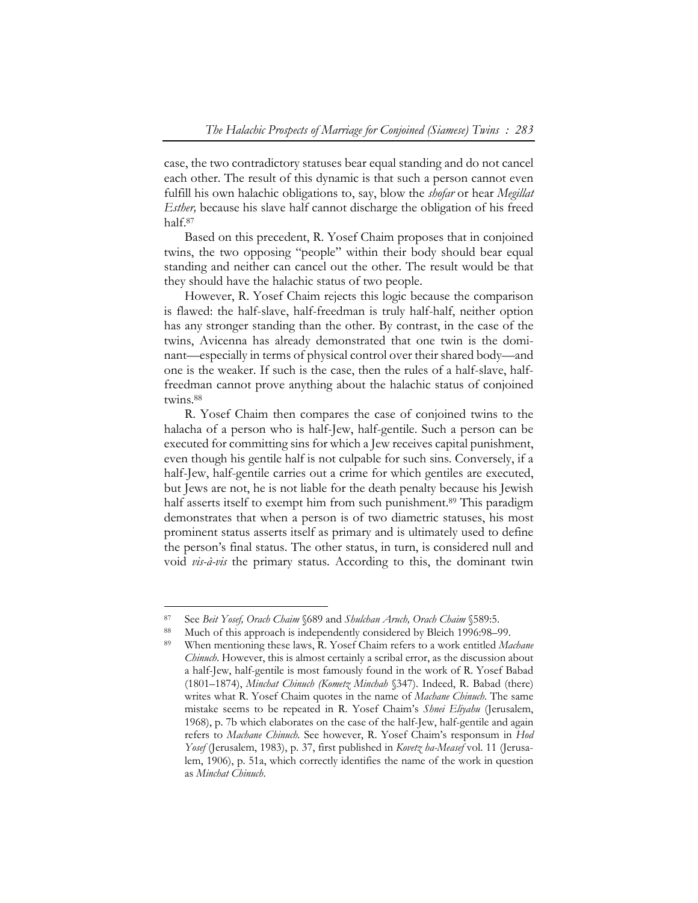case, the two contradictory statuses bear equal standing and do not cancel each other. The result of this dynamic is that such a person cannot even fulfill his own halachic obligations to, say, blow the *shofar* or hear *Megillat Esther,* because his slave half cannot discharge the obligation of his freed half.[87]

Based on this precedent, R. Yosef Chaim proposes that in conjoined twins, the two opposing "people" within their body should bear equal standing and neither can cancel out the other. The result would be that they should have the halachic status of two people.

However, R. Yosef Chaim rejects this logic because the comparison is flawed: the half-slave, half-freedman is truly half-half, neither option has any stronger standing than the other. By contrast, in the case of the twins, Avicenna has already demonstrated that one twin is the dominant—especially in terms of physical control over their shared body—and one is the weaker. If such is the case, then the rules of a half-slave, half-freedman cannot prove anything about the halachic status of conjoined twins.[88]

R. Yosef Chaim then compares the case of conjoined twins to the halacha of a person who is half-Jew, half-gentile. Such a person can be executed for committing sins for which a Jew receives capital punishment, even though his gentile half is not culpable for such sins. Conversely, if a half-Jew, half-gentile carries out a crime for which gentiles are executed, but Jews are not, he is not liable for the death penalty because his Jewish half asserts itself to exempt him from such punishment.[89] This paradigm demonstrates that when a person is of two diametric statuses, his most prominent status asserts itself as primary and is ultimately used to define the person's final status. The other status, in turn, is considered null and void *vis-à-vis* the primary status. According to this, the dominant twin

---

[87] See *Beit Yosef, Orach Chaim* §689 and *Shulchan Aruch, Orach Chaim* §589:5.

[88] Much of this approach is independently considered by Bleich 1996:98–99.

[89] When mentioning these laws, R. Yosef Chaim refers to a work entitled *Machane Chinuch*. However, this is almost certainly a scribal error, as the discussion about a half-Jew, half-gentile is most famously found in the work of R. Yosef Babad (1801–1874), *Minchat Chinuch (Kometz Minchah* §347). Indeed, R. Babad (there) writes what R. Yosef Chaim quotes in the name of *Machane Chinuch*. The same mistake seems to be repeated in R. Yosef Chaim's *Shnei Eliyahu* (Jerusalem, 1968), p. 7b which elaborates on the case of the half-Jew, half-gentile and again refers to *Machane Chinuch.* See however, R. Yosef Chaim's responsum in *Hod Yosef* (Jerusalem, 1983), p. 37, first published in *Kovetz ha-Measef* vol. 11 (Jerusalem, 1906), p. 51a, which correctly identifies the name of the work in question as *Minchat Chinuch*.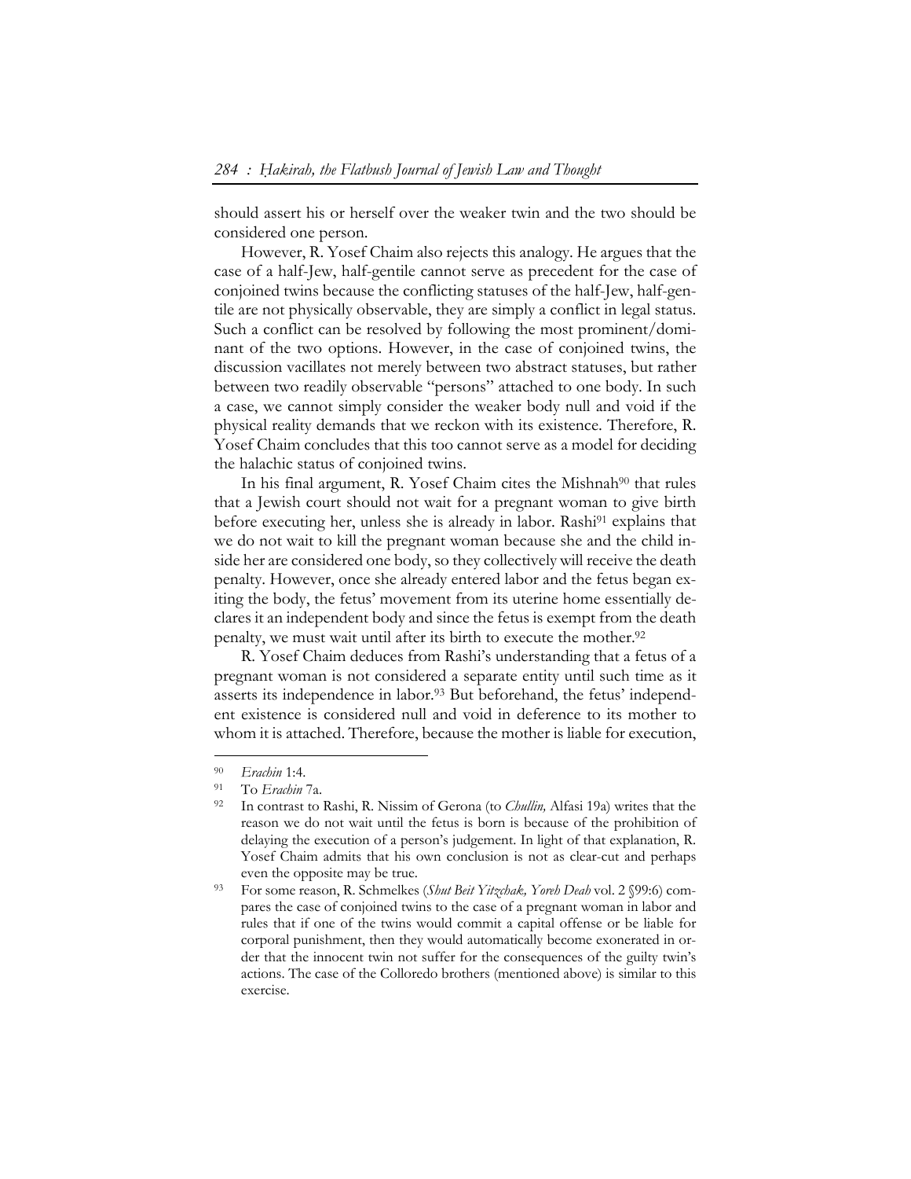should assert his or herself over the weaker twin and the two should be considered one person.

However, R. Yosef Chaim also rejects this analogy. He argues that the case of a half-Jew, half-gentile cannot serve as precedent for the case of conjoined twins because the conflicting statuses of the half-Jew, half-gentile are not physically observable, they are simply a conflict in legal status. Such a conflict can be resolved by following the most prominent/dominant of the two options. However, in the case of conjoined twins, the discussion vacillates not merely between two abstract statuses, but rather between two readily observable "persons" attached to one body. In such a case, we cannot simply consider the weaker body null and void if the physical reality demands that we reckon with its existence. Therefore, R. Yosef Chaim concludes that this too cannot serve as a model for deciding the halachic status of conjoined twins.

In his final argument, R. Yosef Chaim cites the Mishnah[90] that rules that a Jewish court should not wait for a pregnant woman to give birth before executing her, unless she is already in labor. Rashi[91] explains that we do not wait to kill the pregnant woman because she and the child inside her are considered one body, so they collectively will receive the death penalty. However, once she already entered labor and the fetus began exiting the body, the fetus' movement from its uterine home essentially declares it an independent body and since the fetus is exempt from the death penalty, we must wait until after its birth to execute the mother.[92]

R. Yosef Chaim deduces from Rashi's understanding that a fetus of a pregnant woman is not considered a separate entity until such time as it asserts its independence in labor.[93] But beforehand, the fetus' independent existence is considered null and void in deference to its mother to whom it is attached. Therefore, because the mother is liable for execution,

---

[90] *Erachin* 1:4.

[91] To *Erachin* 7a.

[92] In contrast to Rashi, R. Nissim of Gerona (to *Chullin,* Alfasi 19a) writes that the reason we do not wait until the fetus is born is because of the prohibition of delaying the execution of a person's judgement. In light of that explanation, R. Yosef Chaim admits that his own conclusion is not as clear-cut and perhaps even the opposite may be true.

[93] For some reason, R. Schmelkes (*Shut Beit Yitzchak, Yoreh Deah* vol. 2 §99:6) compares the case of conjoined twins to the case of a pregnant woman in labor and rules that if one of the twins would commit a capital offense or be liable for corporal punishment, then they would automatically become exonerated in order that the innocent twin not suffer for the consequences of the guilty twin's actions. The case of the Colloredo brothers (mentioned above) is similar to this exercise.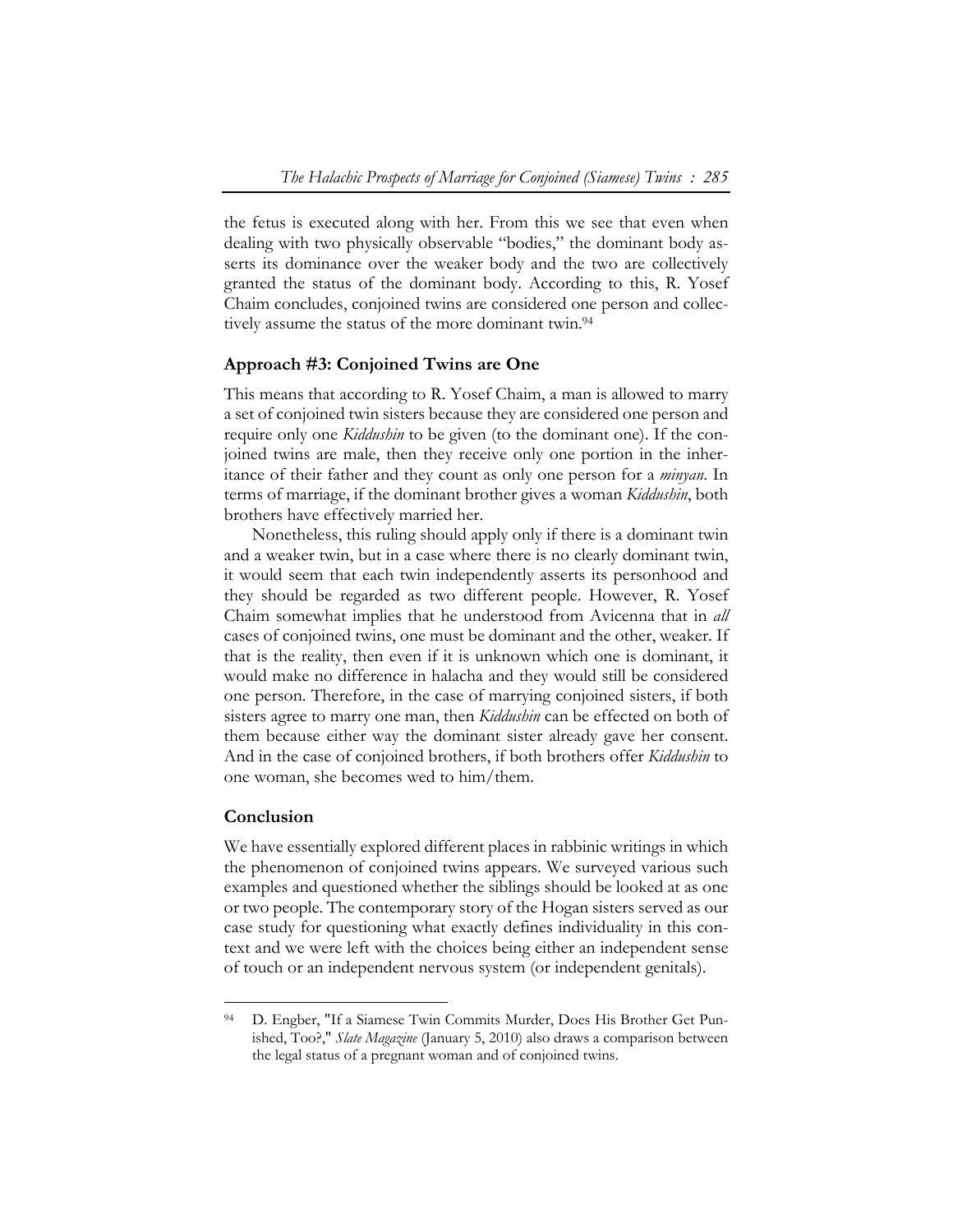the fetus is executed along with her. From this we see that even when dealing with two physically observable "bodies," the dominant body asserts its dominance over the weaker body and the two are collectively granted the status of the dominant body. According to this, R. Yosef Chaim concludes, conjoined twins are considered one person and collectively assume the status of the more dominant twin.[94]

### Approach #3: Conjoined Twins are One

This means that according to R. Yosef Chaim, a man is allowed to marry a set of conjoined twin sisters because they are considered one person and require only one *Kiddushin* to be given (to the dominant one). If the conjoined twins are male, then they receive only one portion in the inheritance of their father and they count as only one person for a *minyan*. In terms of marriage, if the dominant brother gives a woman *Kiddushin*, both brothers have effectively married her.

Nonetheless, this ruling should apply only if there is a dominant twin and a weaker twin, but in a case where there is no clearly dominant twin, it would seem that each twin independently asserts its personhood and they should be regarded as two different people. However, R. Yosef Chaim somewhat implies that he understood from Avicenna that in *all* cases of conjoined twins, one must be dominant and the other, weaker. If that is the reality, then even if it is unknown which one is dominant, it would make no difference in halacha and they would still be considered one person. Therefore, in the case of marrying conjoined sisters, if both sisters agree to marry one man, then *Kiddushin* can be effected on both of them because either way the dominant sister already gave her consent. And in the case of conjoined brothers, if both brothers offer *Kiddushin* to one woman, she becomes wed to him/them.

### Conclusion

We have essentially explored different places in rabbinic writings in which the phenomenon of conjoined twins appears. We surveyed various such examples and questioned whether the siblings should be looked at as one or two people. The contemporary story of the Hogan sisters served as our case study for questioning what exactly defines individuality in this context and we were left with the choices being either an independent sense of touch or an independent nervous system (or independent genitals).

---

[94] D. Engber, "If a Siamese Twin Commits Murder, Does His Brother Get Punished, Too?," *Slate Magazine* (January 5, 2010) also draws a comparison between the legal status of a pregnant woman and of conjoined twins.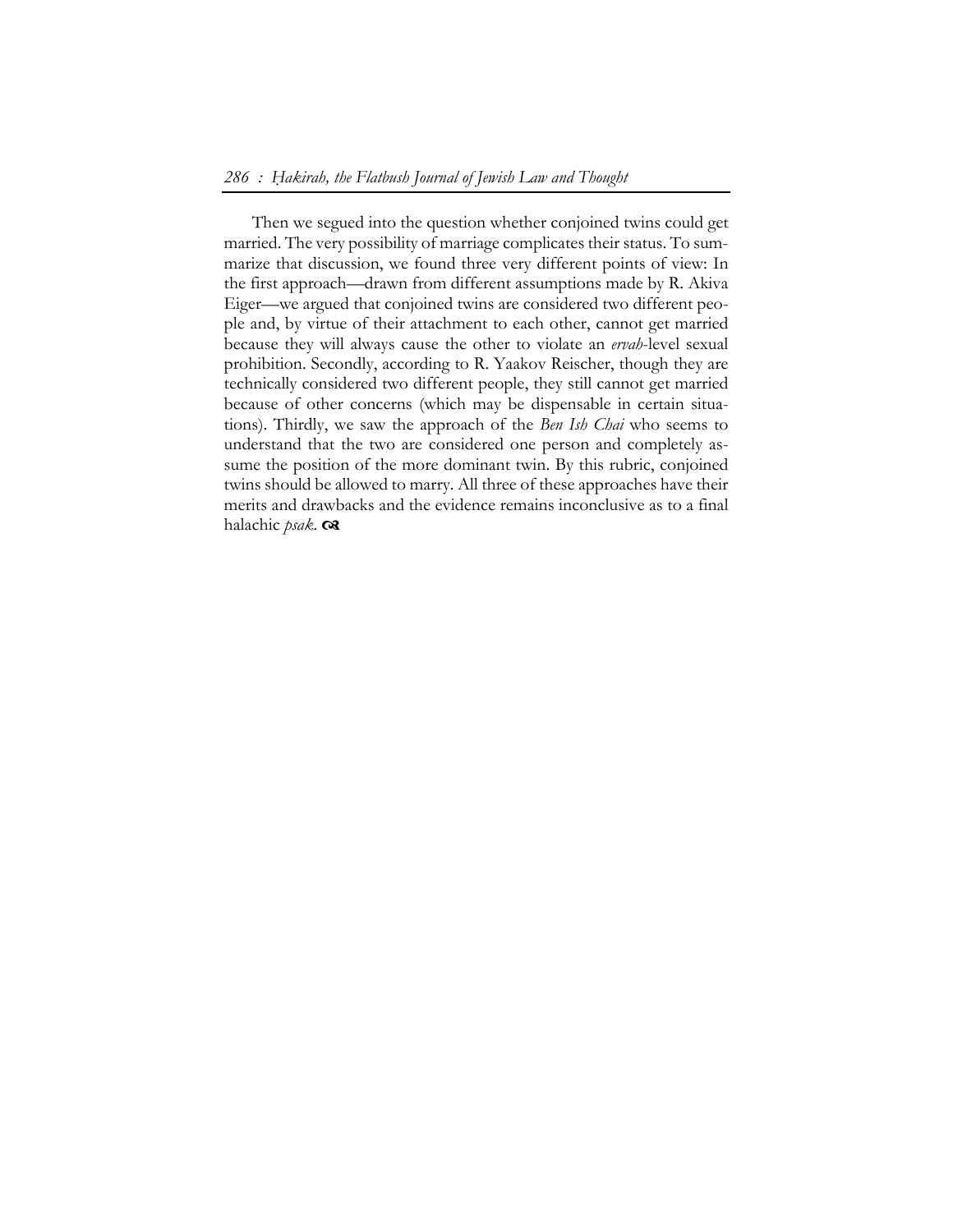Then we segued into the question whether conjoined twins could get married. The very possibility of marriage complicates their status. To summarize that discussion, we found three very different points of view: In the first approach—drawn from different assumptions made by R. Akiva Eiger—we argued that conjoined twins are considered two different people and, by virtue of their attachment to each other, cannot get married because they will always cause the other to violate an *ervah*-level sexual prohibition. Secondly, according to R. Yaakov Reischer, though they are technically considered two different people, they still cannot get married because of other concerns (which may be dispensable in certain situations). Thirdly, we saw the approach of the *Ben Ish Chai* who seems to understand that the two are considered one person and completely assume the position of the more dominant twin. By this rubric, conjoined twins should be allowed to marry. All three of these approaches have their merits and drawbacks and the evidence remains inconclusive as to a final halachic *psak*.